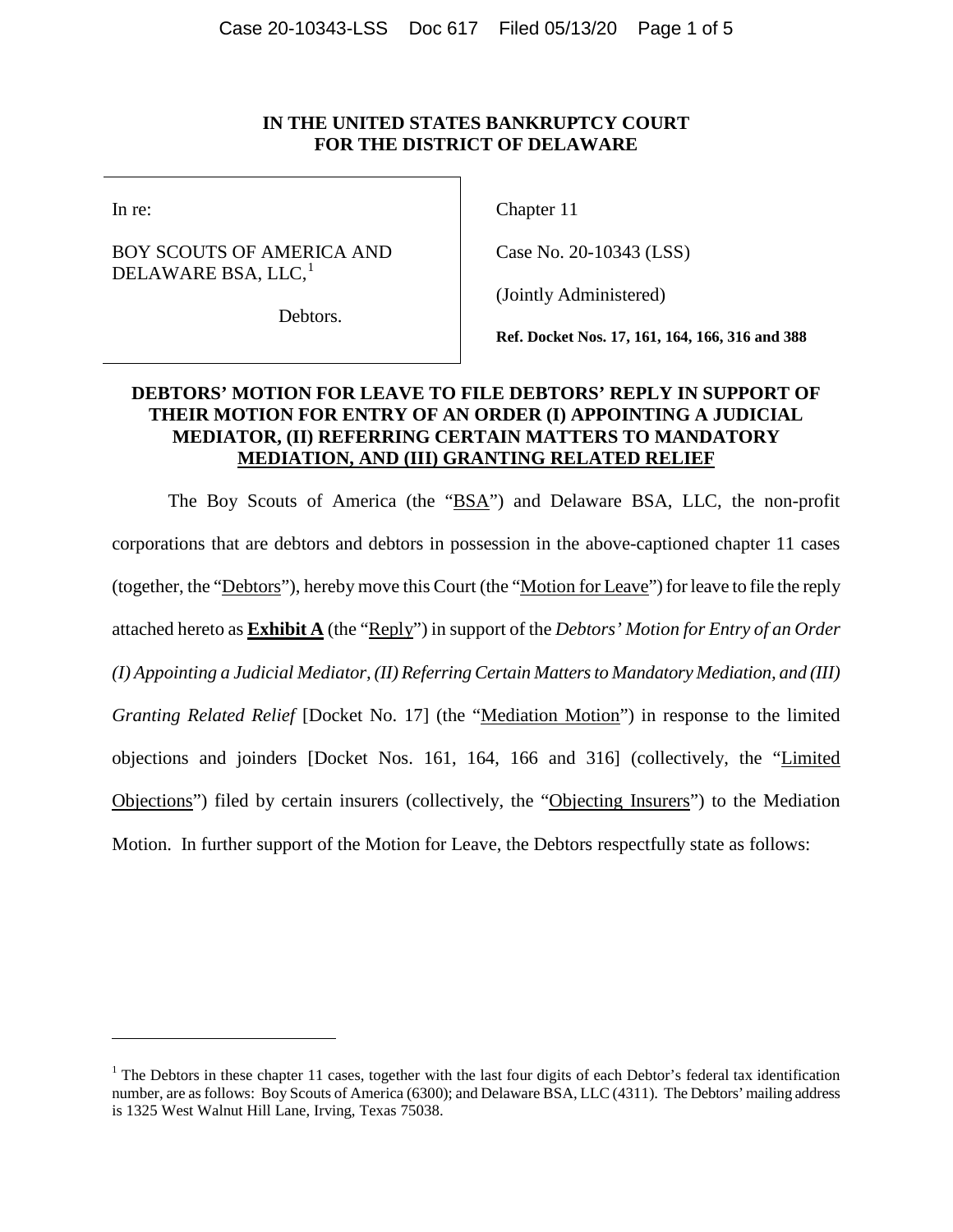**IN THE UNITED STATES BANKRUPTCY COURT FOR THE DISTRICT OF DELAWARE**

| | |
|---|---|
| In re:<br><br>BOY SCOUTS OF AMERICA AND DELAWARE BSA, LLC,[1]<br><br>Debtors. | Chapter 11<br><br>Case No. 20-10343 (LSS)<br><br>(Jointly Administered)<br><br>**Ref. Docket Nos. 17, 161, 164, 166, 316 and 388** |

**DEBTORS' MOTION FOR LEAVE TO FILE DEBTORS' REPLY IN SUPPORT OF THEIR MOTION FOR ENTRY OF AN ORDER (I) APPOINTING A JUDICIAL MEDIATOR, (II) REFERRING CERTAIN MATTERS TO MANDATORY MEDIATION, AND (III) GRANTING RELATED RELIEF**

The Boy Scouts of America (the "BSA") and Delaware BSA, LLC, the non-profit corporations that are debtors and debtors in possession in the above-captioned chapter 11 cases (together, the "Debtors"), hereby move this Court (the "Motion for Leave") for leave to file the reply attached hereto as **Exhibit A** (the "Reply") in support of the *Debtors' Motion for Entry of an Order (I) Appointing a Judicial Mediator, (II) Referring Certain Matters to Mandatory Mediation, and (III) Granting Related Relief* [Docket No. 17] (the "Mediation Motion") in response to the limited objections and joinders [Docket Nos. 161, 164, 166 and 316] (collectively, the "Limited Objections") filed by certain insurers (collectively, the "Objecting Insurers") to the Mediation Motion. In further support of the Motion for Leave, the Debtors respectfully state as follows:

[1] The Debtors in these chapter 11 cases, together with the last four digits of each Debtor's federal tax identification number, are as follows: Boy Scouts of America (6300); and Delaware BSA, LLC (4311). The Debtors' mailing address is 1325 West Walnut Hill Lane, Irving, Texas 75038.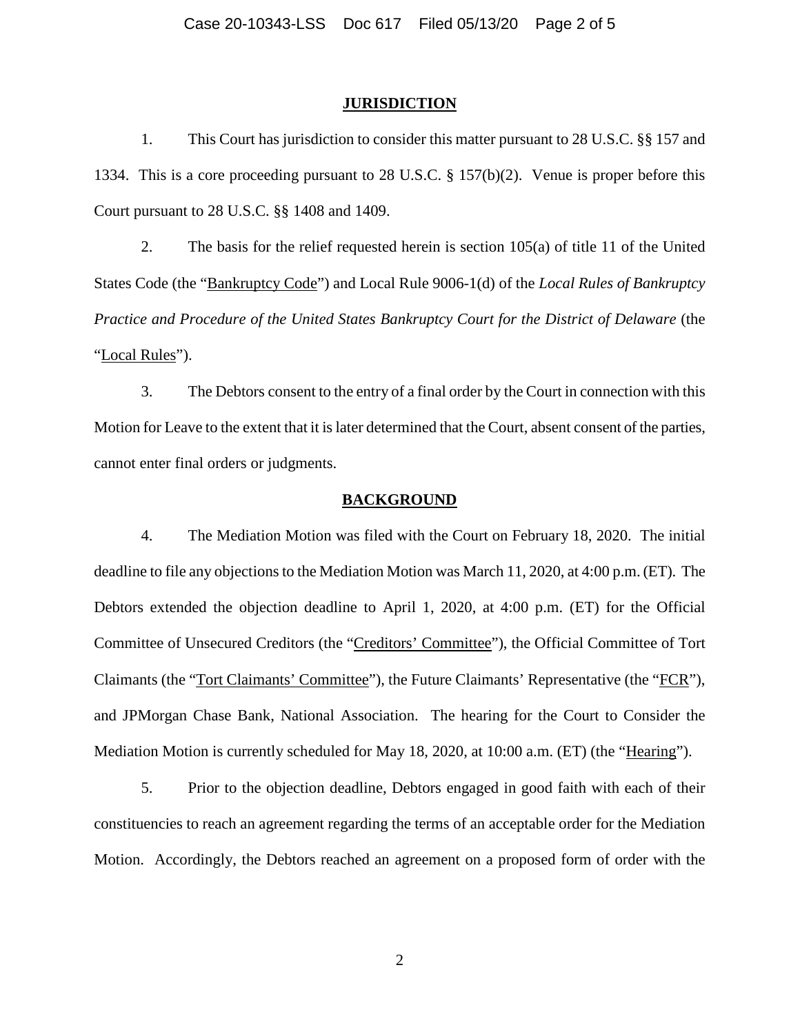## JURISDICTION

1. This Court has jurisdiction to consider this matter pursuant to 28 U.S.C. §§ 157 and 1334. This is a core proceeding pursuant to 28 U.S.C. § 157(b)(2). Venue is proper before this Court pursuant to 28 U.S.C. §§ 1408 and 1409.

2. The basis for the relief requested herein is section 105(a) of title 11 of the United States Code (the "Bankruptcy Code") and Local Rule 9006-1(d) of the *Local Rules of Bankruptcy Practice and Procedure of the United States Bankruptcy Court for the District of Delaware* (the "Local Rules").

3. The Debtors consent to the entry of a final order by the Court in connection with this Motion for Leave to the extent that it is later determined that the Court, absent consent of the parties, cannot enter final orders or judgments.

## BACKGROUND

4. The Mediation Motion was filed with the Court on February 18, 2020. The initial deadline to file any objections to the Mediation Motion was March 11, 2020, at 4:00 p.m. (ET). The Debtors extended the objection deadline to April 1, 2020, at 4:00 p.m. (ET) for the Official Committee of Unsecured Creditors (the "Creditors' Committee"), the Official Committee of Tort Claimants (the "Tort Claimants' Committee"), the Future Claimants' Representative (the "FCR"), and JPMorgan Chase Bank, National Association. The hearing for the Court to Consider the Mediation Motion is currently scheduled for May 18, 2020, at 10:00 a.m. (ET) (the "Hearing").

5. Prior to the objection deadline, Debtors engaged in good faith with each of their constituencies to reach an agreement regarding the terms of an acceptable order for the Mediation Motion. Accordingly, the Debtors reached an agreement on a proposed form of order with the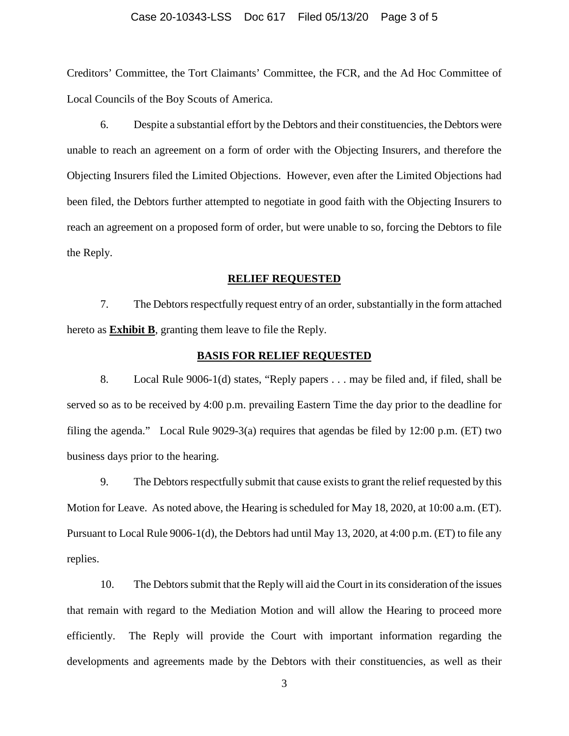Creditors' Committee, the Tort Claimants' Committee, the FCR, and the Ad Hoc Committee of Local Councils of the Boy Scouts of America.

6. Despite a substantial effort by the Debtors and their constituencies, the Debtors were unable to reach an agreement on a form of order with the Objecting Insurers, and therefore the Objecting Insurers filed the Limited Objections. However, even after the Limited Objections had been filed, the Debtors further attempted to negotiate in good faith with the Objecting Insurers to reach an agreement on a proposed form of order, but were unable to so, forcing the Debtors to file the Reply.

## RELIEF REQUESTED

7. The Debtors respectfully request entry of an order, substantially in the form attached hereto as **Exhibit B**, granting them leave to file the Reply.

## BASIS FOR RELIEF REQUESTED

8. Local Rule 9006-1(d) states, "Reply papers . . . may be filed and, if filed, shall be served so as to be received by 4:00 p.m. prevailing Eastern Time the day prior to the deadline for filing the agenda." Local Rule 9029-3(a) requires that agendas be filed by 12:00 p.m. (ET) two business days prior to the hearing.

9. The Debtors respectfully submit that cause exists to grant the relief requested by this Motion for Leave. As noted above, the Hearing is scheduled for May 18, 2020, at 10:00 a.m. (ET). Pursuant to Local Rule 9006-1(d), the Debtors had until May 13, 2020, at 4:00 p.m. (ET) to file any replies.

10. The Debtors submit that the Reply will aid the Court in its consideration of the issues that remain with regard to the Mediation Motion and will allow the Hearing to proceed more efficiently. The Reply will provide the Court with important information regarding the developments and agreements made by the Debtors with their constituencies, as well as their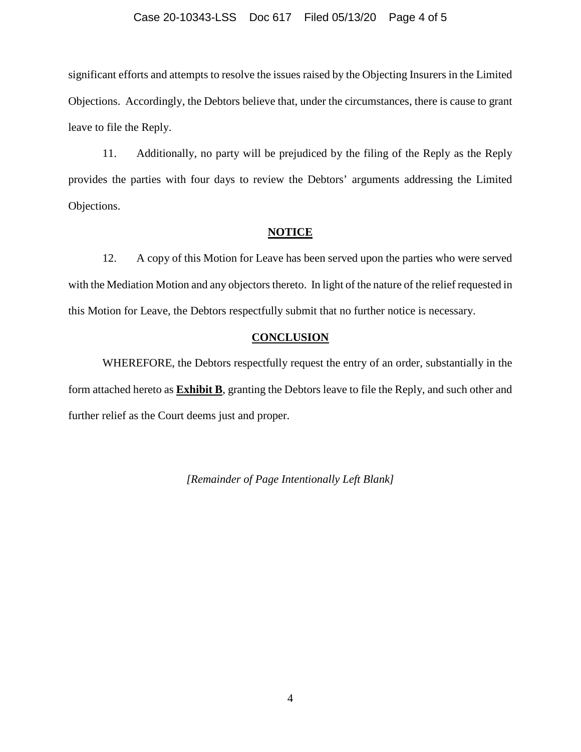significant efforts and attempts to resolve the issues raised by the Objecting Insurers in the Limited Objections. Accordingly, the Debtors believe that, under the circumstances, there is cause to grant leave to file the Reply.

11. Additionally, no party will be prejudiced by the filing of the Reply as the Reply provides the parties with four days to review the Debtors' arguments addressing the Limited Objections.

## NOTICE

12. A copy of this Motion for Leave has been served upon the parties who were served with the Mediation Motion and any objectors thereto. In light of the nature of the relief requested in this Motion for Leave, the Debtors respectfully submit that no further notice is necessary.

## CONCLUSION

WHEREFORE, the Debtors respectfully request the entry of an order, substantially in the form attached hereto as **Exhibit B**, granting the Debtors leave to file the Reply, and such other and further relief as the Court deems just and proper.

*[Remainder of Page Intentionally Left Blank]*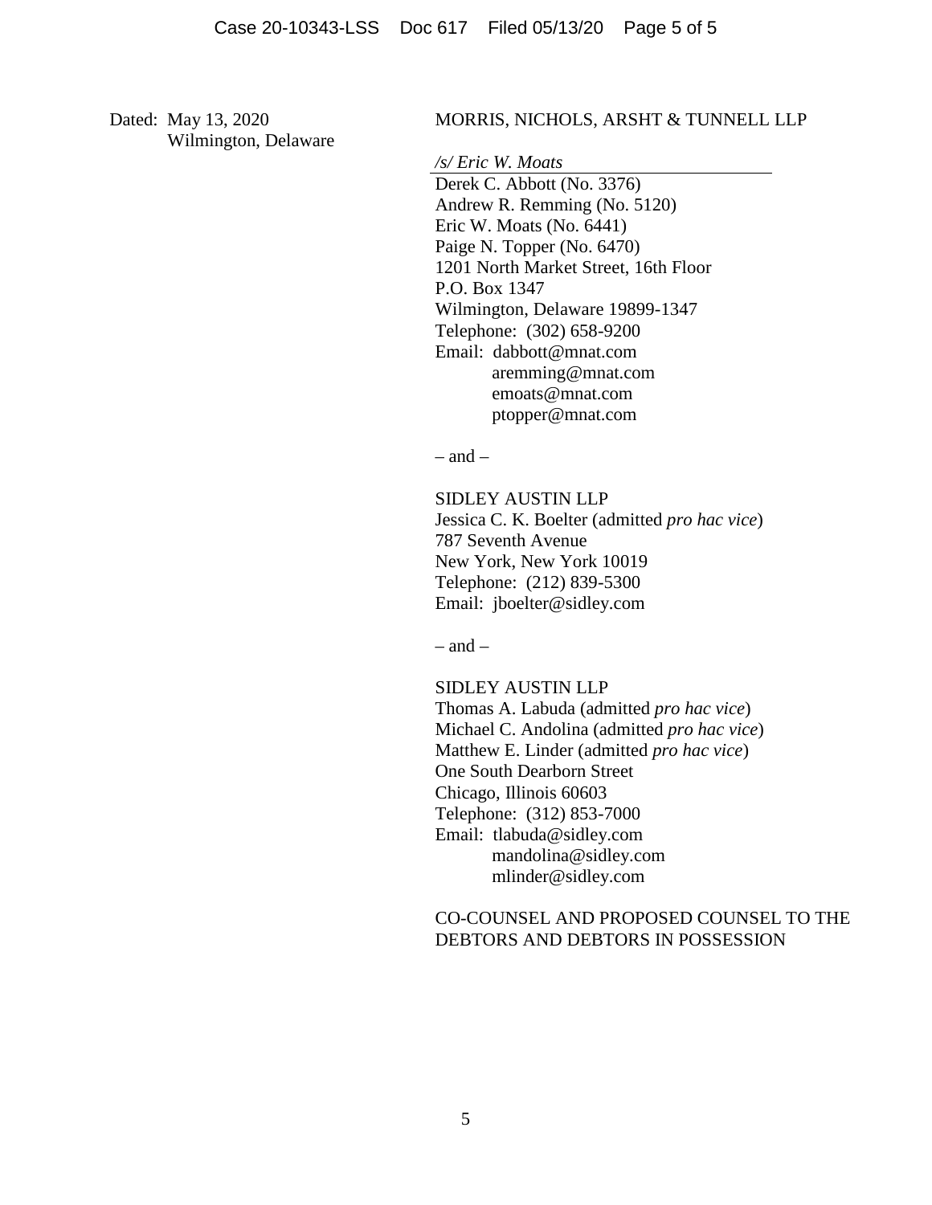Dated: May 13, 2020
Wilmington, Delaware

MORRIS, NICHOLS, ARSHT & TUNNELL LLP

*/s/ Eric W. Moats*

Derek C. Abbott (No. 3376)
Andrew R. Remming (No. 5120)
Eric W. Moats (No. 6441)
Paige N. Topper (No. 6470)
1201 North Market Street, 16th Floor
P.O. Box 1347
Wilmington, Delaware 19899-1347
Telephone: (302) 658-9200
Email: dabbott@mnat.com
aremming@mnat.com
emoats@mnat.com
ptopper@mnat.com

– and –

SIDLEY AUSTIN LLP
Jessica C. K. Boelter (admitted *pro hac vice*)
787 Seventh Avenue
New York, New York 10019
Telephone: (212) 839-5300
Email: jboelter@sidley.com

– and –

SIDLEY AUSTIN LLP
Thomas A. Labuda (admitted *pro hac vice*)
Michael C. Andolina (admitted *pro hac vice*)
Matthew E. Linder (admitted *pro hac vice*)
One South Dearborn Street
Chicago, Illinois 60603
Telephone: (312) 853-7000
Email: tlabuda@sidley.com
mandolina@sidley.com
mlinder@sidley.com

CO-COUNSEL AND PROPOSED COUNSEL TO THE DEBTORS AND DEBTORS IN POSSESSION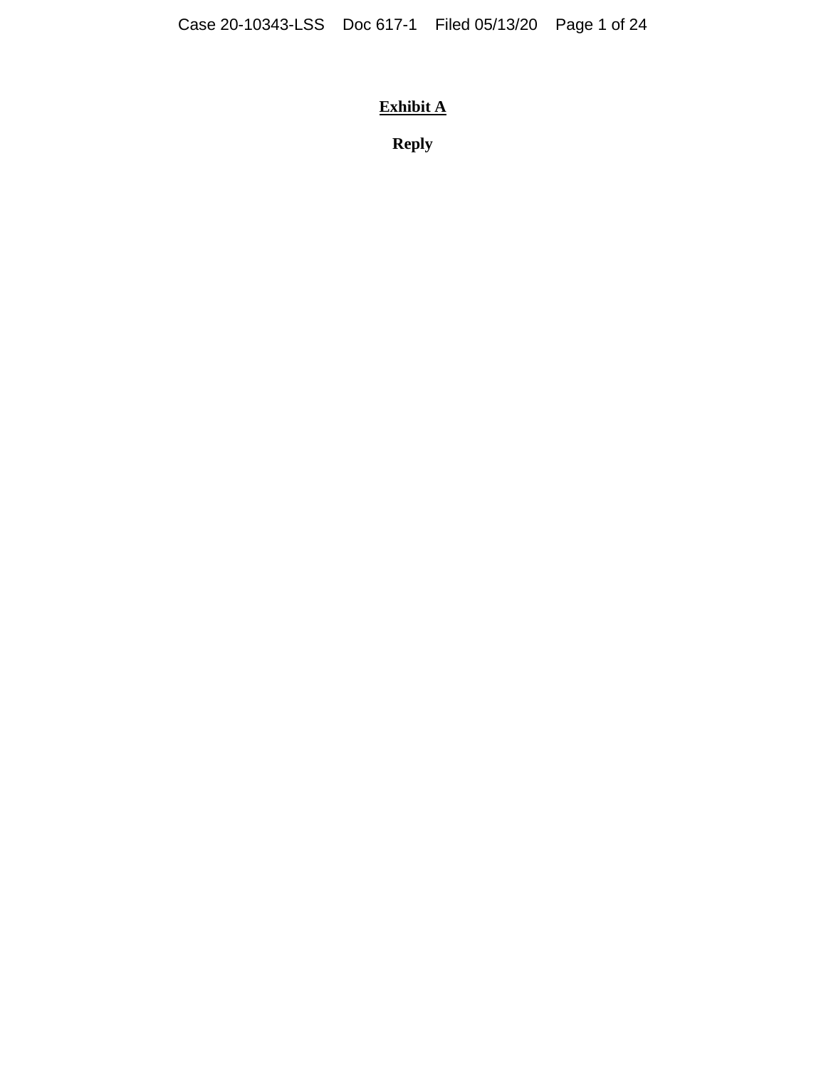**<u>Exhibit A</u>**

**Reply**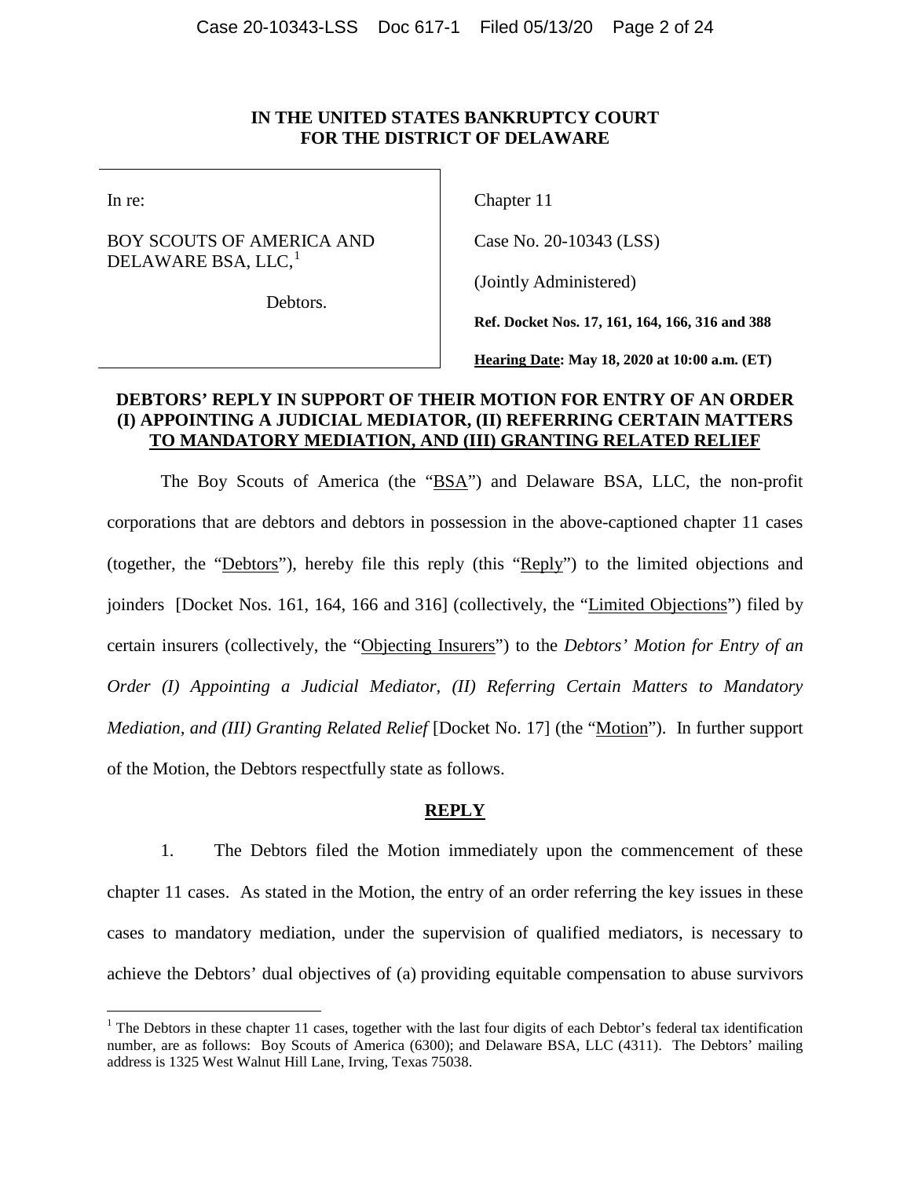**IN THE UNITED STATES BANKRUPTCY COURT**
**FOR THE DISTRICT OF DELAWARE**

| | |
|---|---|
| In re: | Chapter 11 |
| BOY SCOUTS OF AMERICA AND DELAWARE BSA, LLC,[1] | Case No. 20-10343 (LSS) |
| Debtors. | (Jointly Administered) |
| | **Ref. Docket Nos. 17, 161, 164, 166, 316 and 388** |
| | **Hearing Date: May 18, 2020 at 10:00 a.m. (ET)** |

# DEBTORS' REPLY IN SUPPORT OF THEIR MOTION FOR ENTRY OF AN ORDER (I) APPOINTING A JUDICIAL MEDIATOR, (II) REFERRING CERTAIN MATTERS TO MANDATORY MEDIATION, AND (III) GRANTING RELATED RELIEF

The Boy Scouts of America (the "BSA") and Delaware BSA, LLC, the non-profit corporations that are debtors and debtors in possession in the above-captioned chapter 11 cases (together, the "Debtors"), hereby file this reply (this "Reply") to the limited objections and joinders [Docket Nos. 161, 164, 166 and 316] (collectively, the "Limited Objections") filed by certain insurers (collectively, the "Objecting Insurers") to the *Debtors' Motion for Entry of an Order (I) Appointing a Judicial Mediator, (II) Referring Certain Matters to Mandatory Mediation, and (III) Granting Related Relief* [Docket No. 17] (the "Motion"). In further support of the Motion, the Debtors respectfully state as follows.

## REPLY

1. The Debtors filed the Motion immediately upon the commencement of these chapter 11 cases. As stated in the Motion, the entry of an order referring the key issues in these cases to mandatory mediation, under the supervision of qualified mediators, is necessary to achieve the Debtors' dual objectives of (a) providing equitable compensation to abuse survivors

[1] The Debtors in these chapter 11 cases, together with the last four digits of each Debtor's federal tax identification number, are as follows: Boy Scouts of America (6300); and Delaware BSA, LLC (4311). The Debtors' mailing address is 1325 West Walnut Hill Lane, Irving, Texas 75038.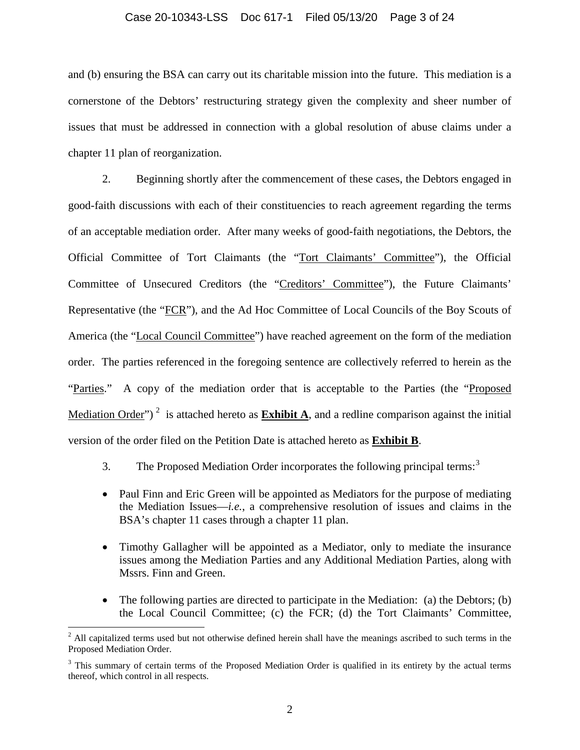and (b) ensuring the BSA can carry out its charitable mission into the future. This mediation is a cornerstone of the Debtors' restructuring strategy given the complexity and sheer number of issues that must be addressed in connection with a global resolution of abuse claims under a chapter 11 plan of reorganization.

2. Beginning shortly after the commencement of these cases, the Debtors engaged in good-faith discussions with each of their constituencies to reach agreement regarding the terms of an acceptable mediation order. After many weeks of good-faith negotiations, the Debtors, the Official Committee of Tort Claimants (the "Tort Claimants' Committee"), the Official Committee of Unsecured Creditors (the "Creditors' Committee"), the Future Claimants' Representative (the "FCR"), and the Ad Hoc Committee of Local Councils of the Boy Scouts of America (the "Local Council Committee") have reached agreement on the form of the mediation order. The parties referenced in the foregoing sentence are collectively referred to herein as the "Parties." A copy of the mediation order that is acceptable to the Parties (the "Proposed Mediation Order") [2] is attached hereto as **Exhibit A**, and a redline comparison against the initial version of the order filed on the Petition Date is attached hereto as **Exhibit B**.

3. The Proposed Mediation Order incorporates the following principal terms:[3]

- Paul Finn and Eric Green will be appointed as Mediators for the purpose of mediating the Mediation Issues—*i.e.*, a comprehensive resolution of issues and claims in the BSA's chapter 11 cases through a chapter 11 plan.
- Timothy Gallagher will be appointed as a Mediator, only to mediate the insurance issues among the Mediation Parties and any Additional Mediation Parties, along with Mssrs. Finn and Green.
- The following parties are directed to participate in the Mediation: (a) the Debtors; (b) the Local Council Committee; (c) the FCR; (d) the Tort Claimants' Committee,

[2] All capitalized terms used but not otherwise defined herein shall have the meanings ascribed to such terms in the Proposed Mediation Order.

[3] This summary of certain terms of the Proposed Mediation Order is qualified in its entirety by the actual terms thereof, which control in all respects.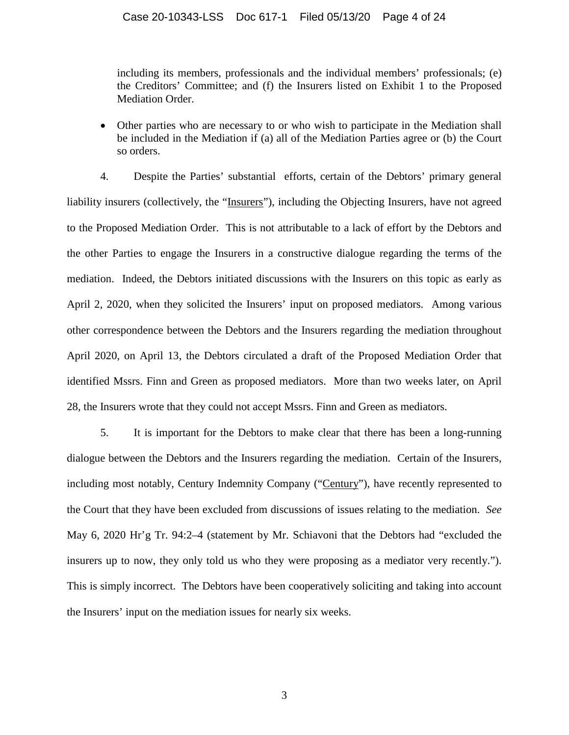including its members, professionals and the individual members' professionals; (e) the Creditors' Committee; and (f) the Insurers listed on Exhibit 1 to the Proposed Mediation Order.

- Other parties who are necessary to or who wish to participate in the Mediation shall be included in the Mediation if (a) all of the Mediation Parties agree or (b) the Court so orders.

4. Despite the Parties' substantial efforts, certain of the Debtors' primary general liability insurers (collectively, the "Insurers"), including the Objecting Insurers, have not agreed to the Proposed Mediation Order. This is not attributable to a lack of effort by the Debtors and the other Parties to engage the Insurers in a constructive dialogue regarding the terms of the mediation. Indeed, the Debtors initiated discussions with the Insurers on this topic as early as April 2, 2020, when they solicited the Insurers' input on proposed mediators. Among various other correspondence between the Debtors and the Insurers regarding the mediation throughout April 2020, on April 13, the Debtors circulated a draft of the Proposed Mediation Order that identified Mssrs. Finn and Green as proposed mediators. More than two weeks later, on April 28, the Insurers wrote that they could not accept Mssrs. Finn and Green as mediators.

5. It is important for the Debtors to make clear that there has been a long-running dialogue between the Debtors and the Insurers regarding the mediation. Certain of the Insurers, including most notably, Century Indemnity Company ("Century"), have recently represented to the Court that they have been excluded from discussions of issues relating to the mediation. *See* May 6, 2020 Hr'g Tr. 94:2–4 (statement by Mr. Schiavoni that the Debtors had "excluded the insurers up to now, they only told us who they were proposing as a mediator very recently."). This is simply incorrect. The Debtors have been cooperatively soliciting and taking into account the Insurers' input on the mediation issues for nearly six weeks.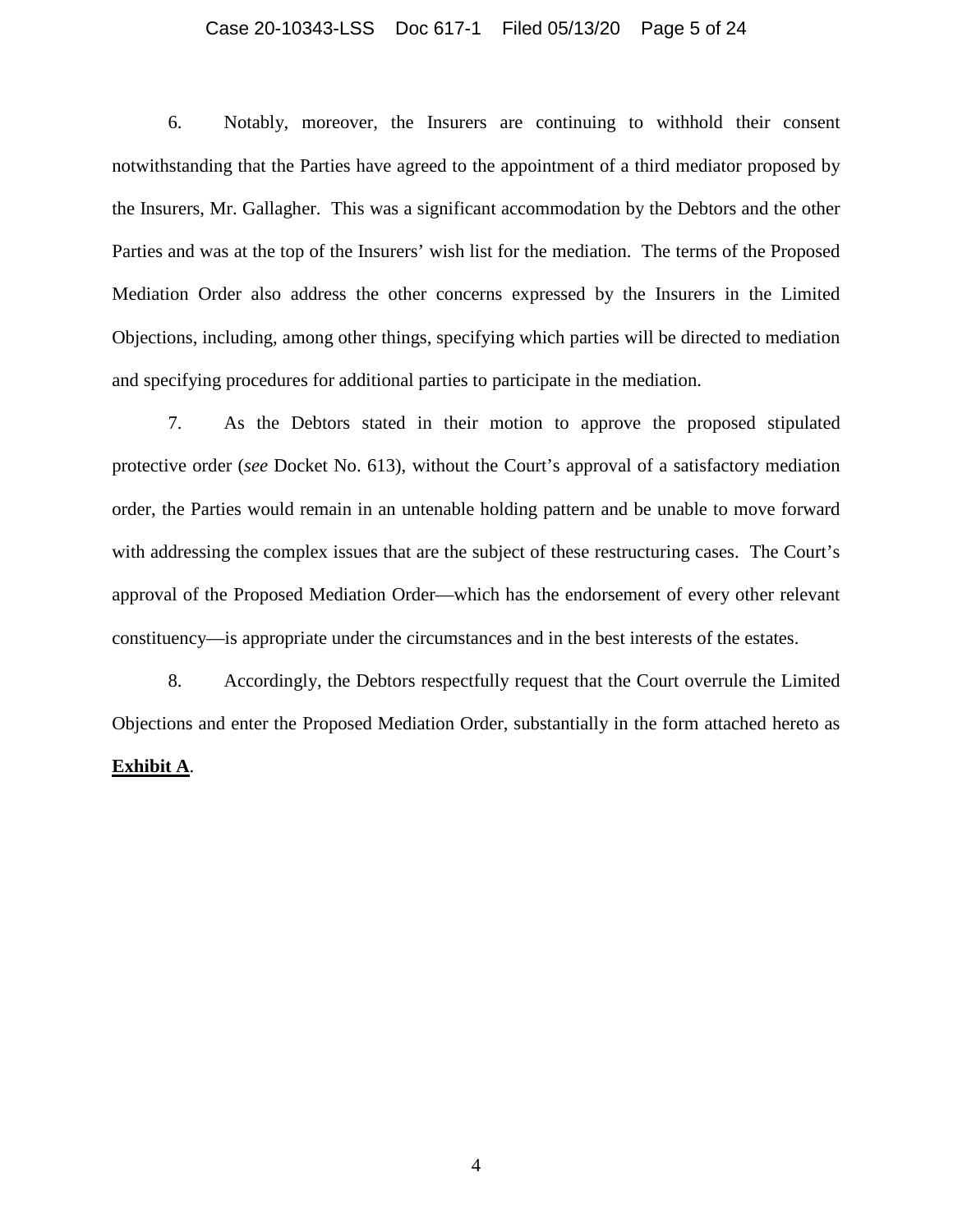6. Notably, moreover, the Insurers are continuing to withhold their consent notwithstanding that the Parties have agreed to the appointment of a third mediator proposed by the Insurers, Mr. Gallagher. This was a significant accommodation by the Debtors and the other Parties and was at the top of the Insurers' wish list for the mediation. The terms of the Proposed Mediation Order also address the other concerns expressed by the Insurers in the Limited Objections, including, among other things, specifying which parties will be directed to mediation and specifying procedures for additional parties to participate in the mediation.

7. As the Debtors stated in their motion to approve the proposed stipulated protective order (*see* Docket No. 613), without the Court's approval of a satisfactory mediation order, the Parties would remain in an untenable holding pattern and be unable to move forward with addressing the complex issues that are the subject of these restructuring cases. The Court's approval of the Proposed Mediation Order—which has the endorsement of every other relevant constituency—is appropriate under the circumstances and in the best interests of the estates.

8. Accordingly, the Debtors respectfully request that the Court overrule the Limited Objections and enter the Proposed Mediation Order, substantially in the form attached hereto as **Exhibit A**.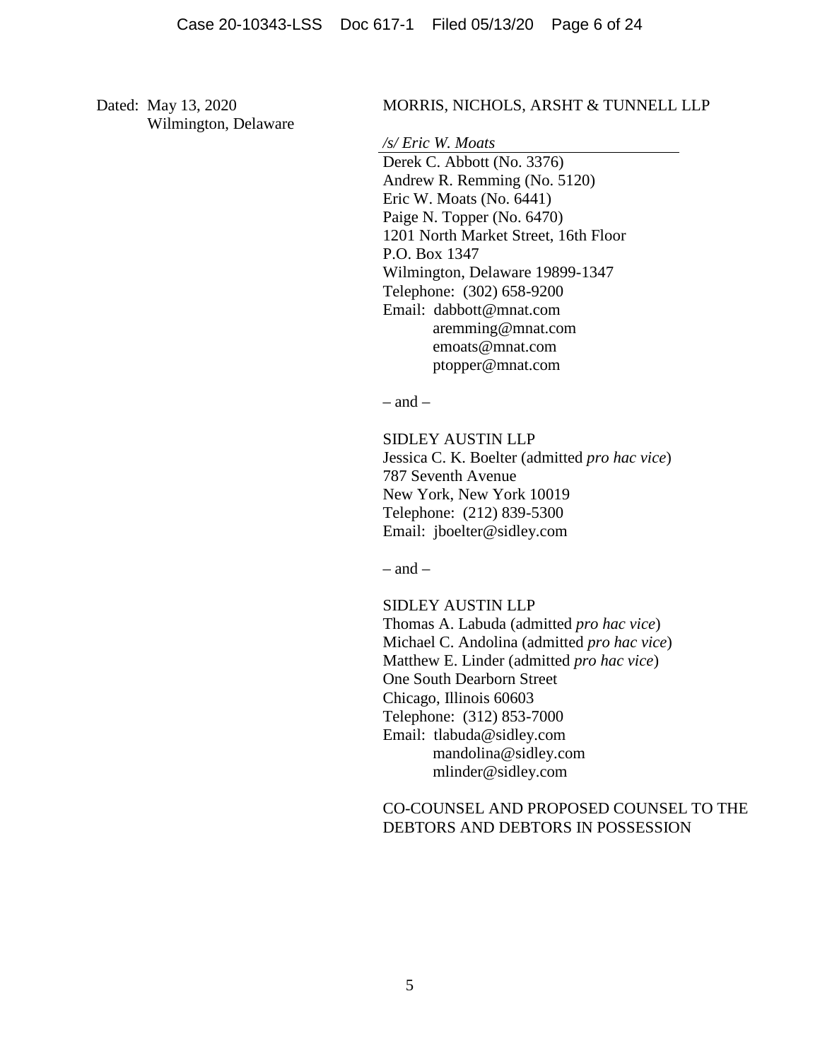Dated: May 13, 2020
Wilmington, Delaware

MORRIS, NICHOLS, ARSHT & TUNNELL LLP

*/s/ Eric W. Moats*

Derek C. Abbott (No. 3376)
Andrew R. Remming (No. 5120)
Eric W. Moats (No. 6441)
Paige N. Topper (No. 6470)
1201 North Market Street, 16th Floor
P.O. Box 1347
Wilmington, Delaware 19899-1347
Telephone: (302) 658-9200
Email: dabbott@mnat.com
aremming@mnat.com
emoats@mnat.com
ptopper@mnat.com

– and –

SIDLEY AUSTIN LLP
Jessica C. K. Boelter (admitted *pro hac vice*)
787 Seventh Avenue
New York, New York 10019
Telephone: (212) 839-5300
Email: jboelter@sidley.com

– and –

SIDLEY AUSTIN LLP
Thomas A. Labuda (admitted *pro hac vice*)
Michael C. Andolina (admitted *pro hac vice*)
Matthew E. Linder (admitted *pro hac vice*)
One South Dearborn Street
Chicago, Illinois 60603
Telephone: (312) 853-7000
Email: tlabuda@sidley.com
mandolina@sidley.com
mlinder@sidley.com

CO-COUNSEL AND PROPOSED COUNSEL TO THE DEBTORS AND DEBTORS IN POSSESSION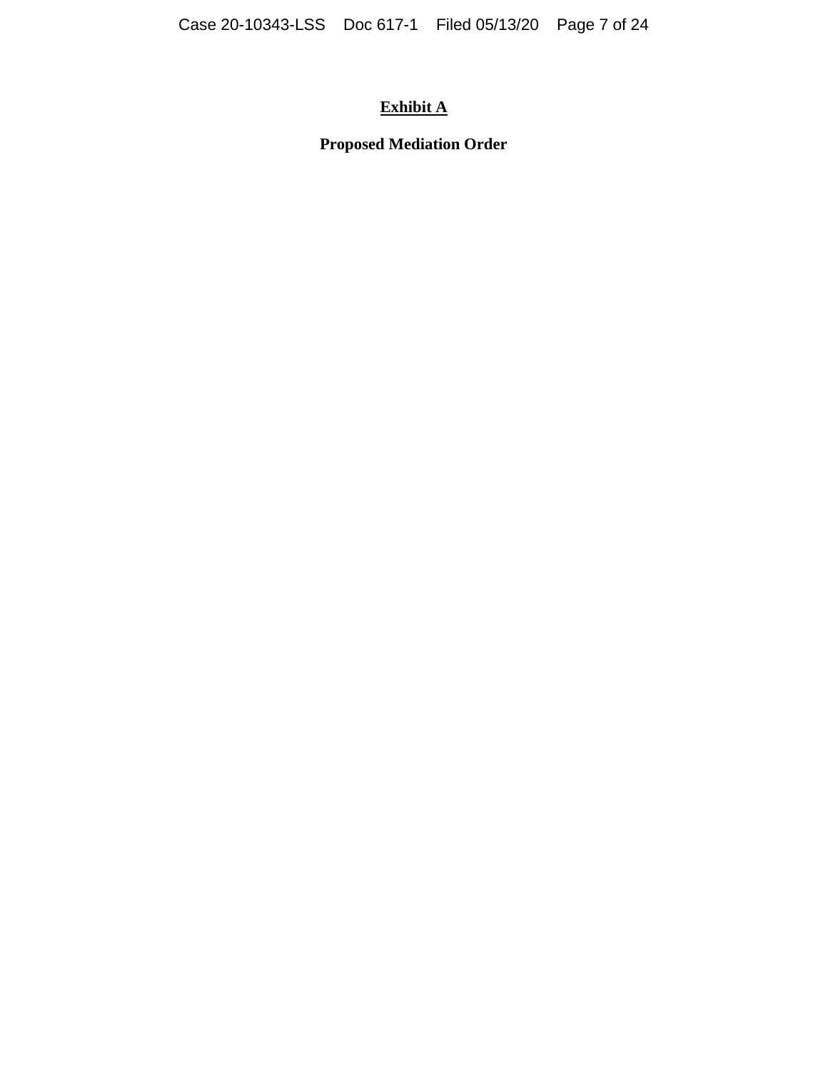**<u>Exhibit A</u>**

**Proposed Mediation Order**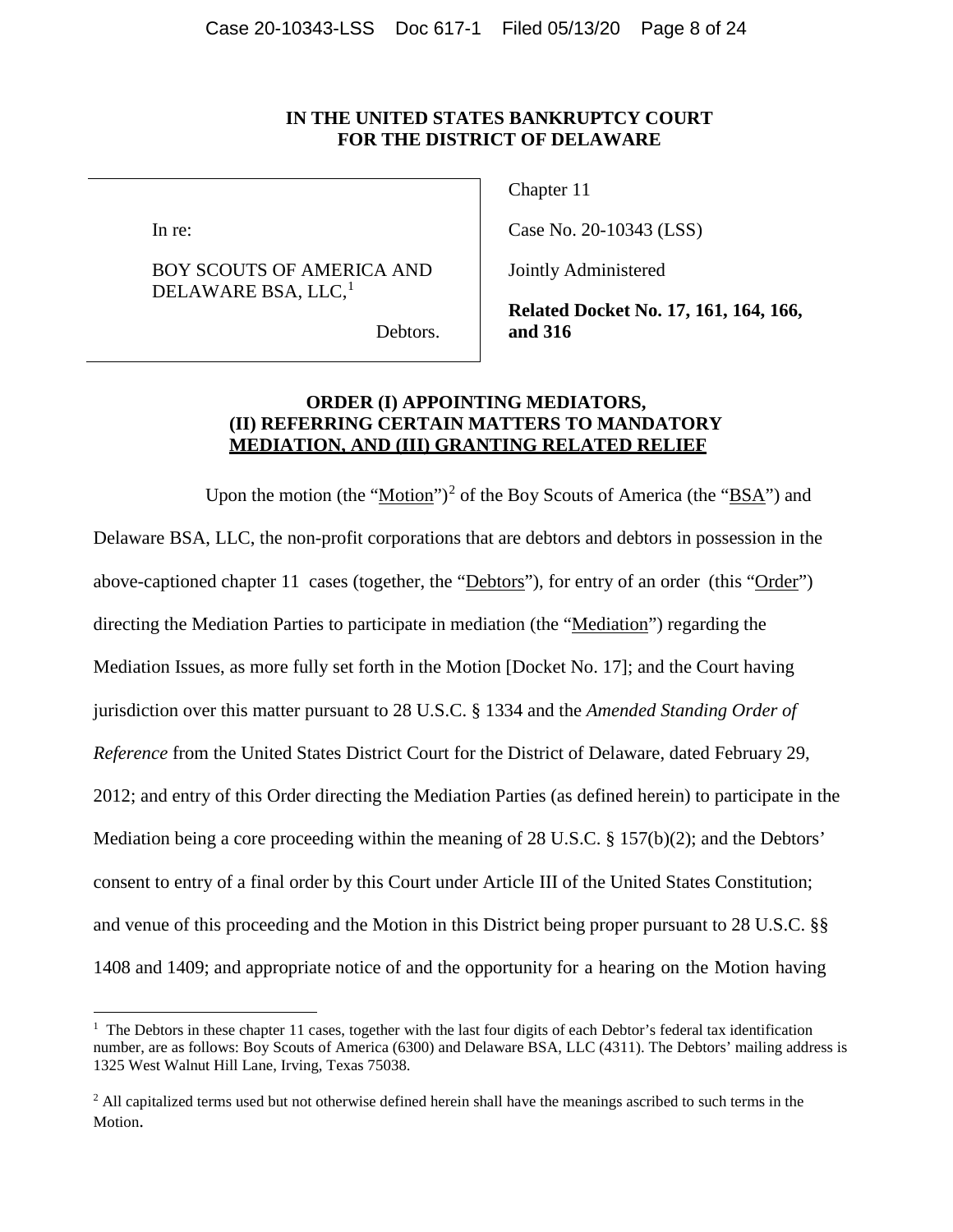**IN THE UNITED STATES BANKRUPTCY COURT**
**FOR THE DISTRICT OF DELAWARE**

| | |
|---|---|
| In re:<br><br>BOY SCOUTS OF AMERICA AND DELAWARE BSA, LLC,[1]<br><br>Debtors. | Chapter 11<br><br>Case No. 20-10343 (LSS)<br><br>Jointly Administered<br><br>**Related Docket No. 17, 161, 164, 166, and 316** |

**ORDER (I) APPOINTING MEDIATORS,**
**(II) REFERRING CERTAIN MATTERS TO MANDATORY**
**MEDIATION, AND (III) GRANTING RELATED RELIEF**

Upon the motion (the "Motion")[2] of the Boy Scouts of America (the "BSA") and Delaware BSA, LLC, the non-profit corporations that are debtors and debtors in possession in the above-captioned chapter 11 cases (together, the "Debtors"), for entry of an order (this "Order") directing the Mediation Parties to participate in mediation (the "Mediation") regarding the Mediation Issues, as more fully set forth in the Motion [Docket No. 17]; and the Court having jurisdiction over this matter pursuant to 28 U.S.C. § 1334 and the *Amended Standing Order of Reference* from the United States District Court for the District of Delaware, dated February 29, 2012; and entry of this Order directing the Mediation Parties (as defined herein) to participate in the Mediation being a core proceeding within the meaning of 28 U.S.C. § 157(b)(2); and the Debtors' consent to entry of a final order by this Court under Article III of the United States Constitution; and venue of this proceeding and the Motion in this District being proper pursuant to 28 U.S.C. §§ 1408 and 1409; and appropriate notice of and the opportunity for a hearing on the Motion having

[1] The Debtors in these chapter 11 cases, together with the last four digits of each Debtor's federal tax identification number, are as follows: Boy Scouts of America (6300) and Delaware BSA, LLC (4311). The Debtors' mailing address is 1325 West Walnut Hill Lane, Irving, Texas 75038.

[2] All capitalized terms used but not otherwise defined herein shall have the meanings ascribed to such terms in the Motion.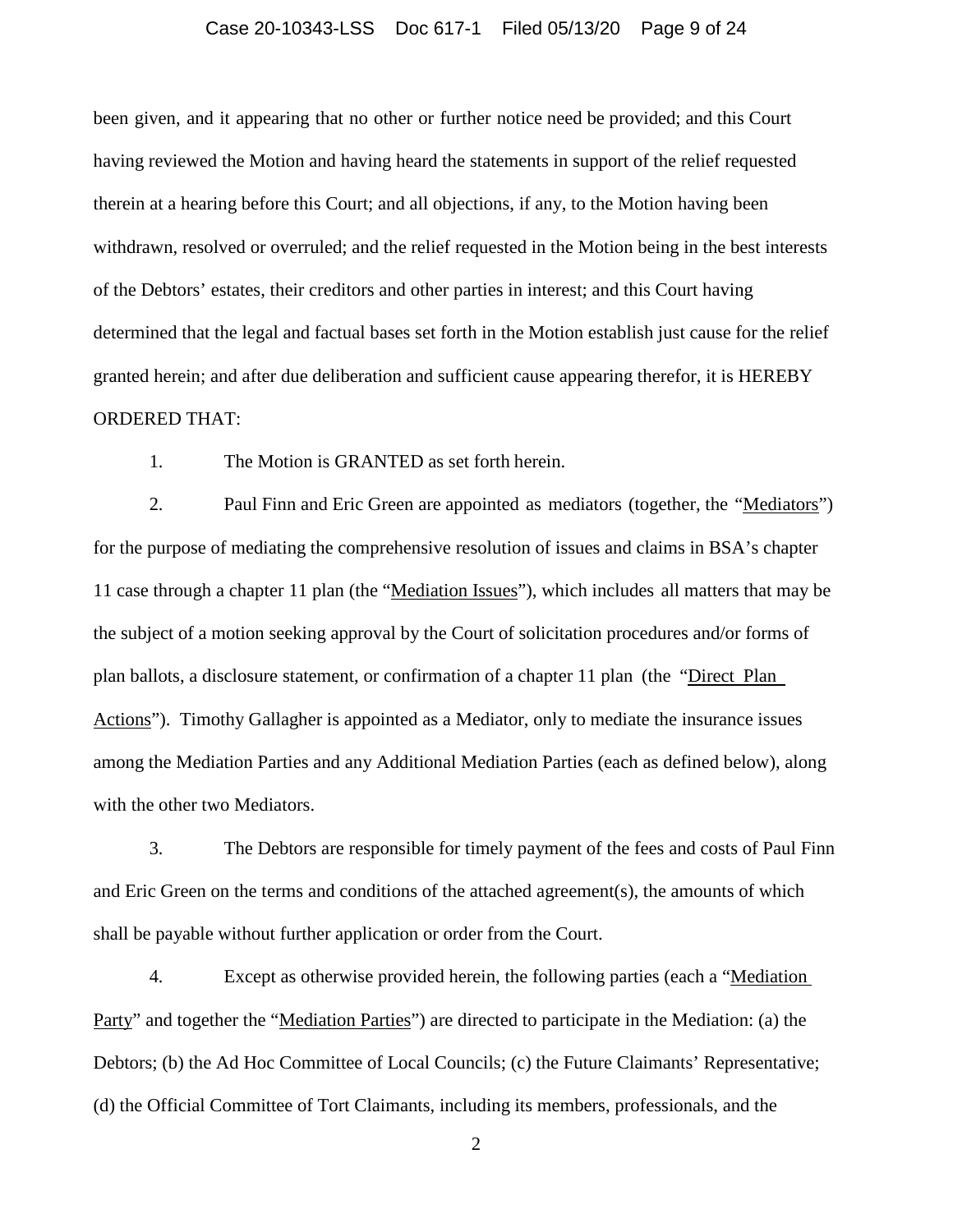been given, and it appearing that no other or further notice need be provided; and this Court having reviewed the Motion and having heard the statements in support of the relief requested therein at a hearing before this Court; and all objections, if any, to the Motion having been withdrawn, resolved or overruled; and the relief requested in the Motion being in the best interests of the Debtors' estates, their creditors and other parties in interest; and this Court having determined that the legal and factual bases set forth in the Motion establish just cause for the relief granted herein; and after due deliberation and sufficient cause appearing therefor, it is HEREBY ORDERED THAT:

1. The Motion is GRANTED as set forth herein.

2. Paul Finn and Eric Green are appointed as mediators (together, the "Mediators") for the purpose of mediating the comprehensive resolution of issues and claims in BSA's chapter 11 case through a chapter 11 plan (the "Mediation Issues"), which includes all matters that may be the subject of a motion seeking approval by the Court of solicitation procedures and/or forms of plan ballots, a disclosure statement, or confirmation of a chapter 11 plan (the "Direct Plan Actions"). Timothy Gallagher is appointed as a Mediator, only to mediate the insurance issues among the Mediation Parties and any Additional Mediation Parties (each as defined below), along with the other two Mediators.

3. The Debtors are responsible for timely payment of the fees and costs of Paul Finn and Eric Green on the terms and conditions of the attached agreement(s), the amounts of which shall be payable without further application or order from the Court.

4. Except as otherwise provided herein, the following parties (each a "Mediation Party" and together the "Mediation Parties") are directed to participate in the Mediation: (a) the Debtors; (b) the Ad Hoc Committee of Local Councils; (c) the Future Claimants' Representative; (d) the Official Committee of Tort Claimants, including its members, professionals, and the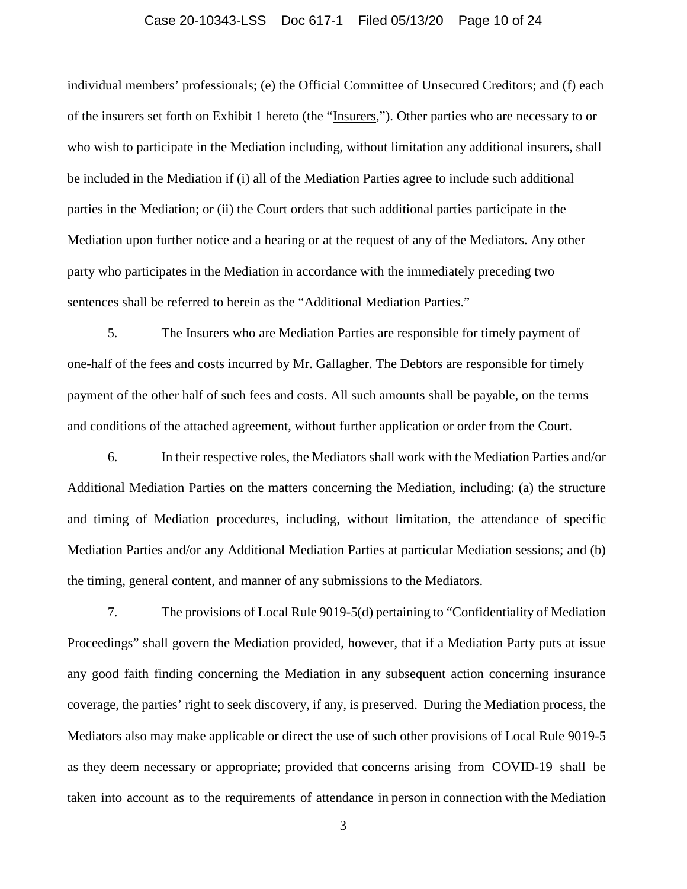individual members' professionals; (e) the Official Committee of Unsecured Creditors; and (f) each of the insurers set forth on Exhibit 1 hereto (the "Insurers,"). Other parties who are necessary to or who wish to participate in the Mediation including, without limitation any additional insurers, shall be included in the Mediation if (i) all of the Mediation Parties agree to include such additional parties in the Mediation; or (ii) the Court orders that such additional parties participate in the Mediation upon further notice and a hearing or at the request of any of the Mediators. Any other party who participates in the Mediation in accordance with the immediately preceding two sentences shall be referred to herein as the "Additional Mediation Parties."

5. The Insurers who are Mediation Parties are responsible for timely payment of one-half of the fees and costs incurred by Mr. Gallagher. The Debtors are responsible for timely payment of the other half of such fees and costs. All such amounts shall be payable, on the terms and conditions of the attached agreement, without further application or order from the Court.

6. In their respective roles, the Mediators shall work with the Mediation Parties and/or Additional Mediation Parties on the matters concerning the Mediation, including: (a) the structure and timing of Mediation procedures, including, without limitation, the attendance of specific Mediation Parties and/or any Additional Mediation Parties at particular Mediation sessions; and (b) the timing, general content, and manner of any submissions to the Mediators.

7. The provisions of Local Rule 9019-5(d) pertaining to "Confidentiality of Mediation Proceedings" shall govern the Mediation provided, however, that if a Mediation Party puts at issue any good faith finding concerning the Mediation in any subsequent action concerning insurance coverage, the parties' right to seek discovery, if any, is preserved. During the Mediation process, the Mediators also may make applicable or direct the use of such other provisions of Local Rule 9019-5 as they deem necessary or appropriate; provided that concerns arising from COVID-19 shall be taken into account as to the requirements of attendance in person in connection with the Mediation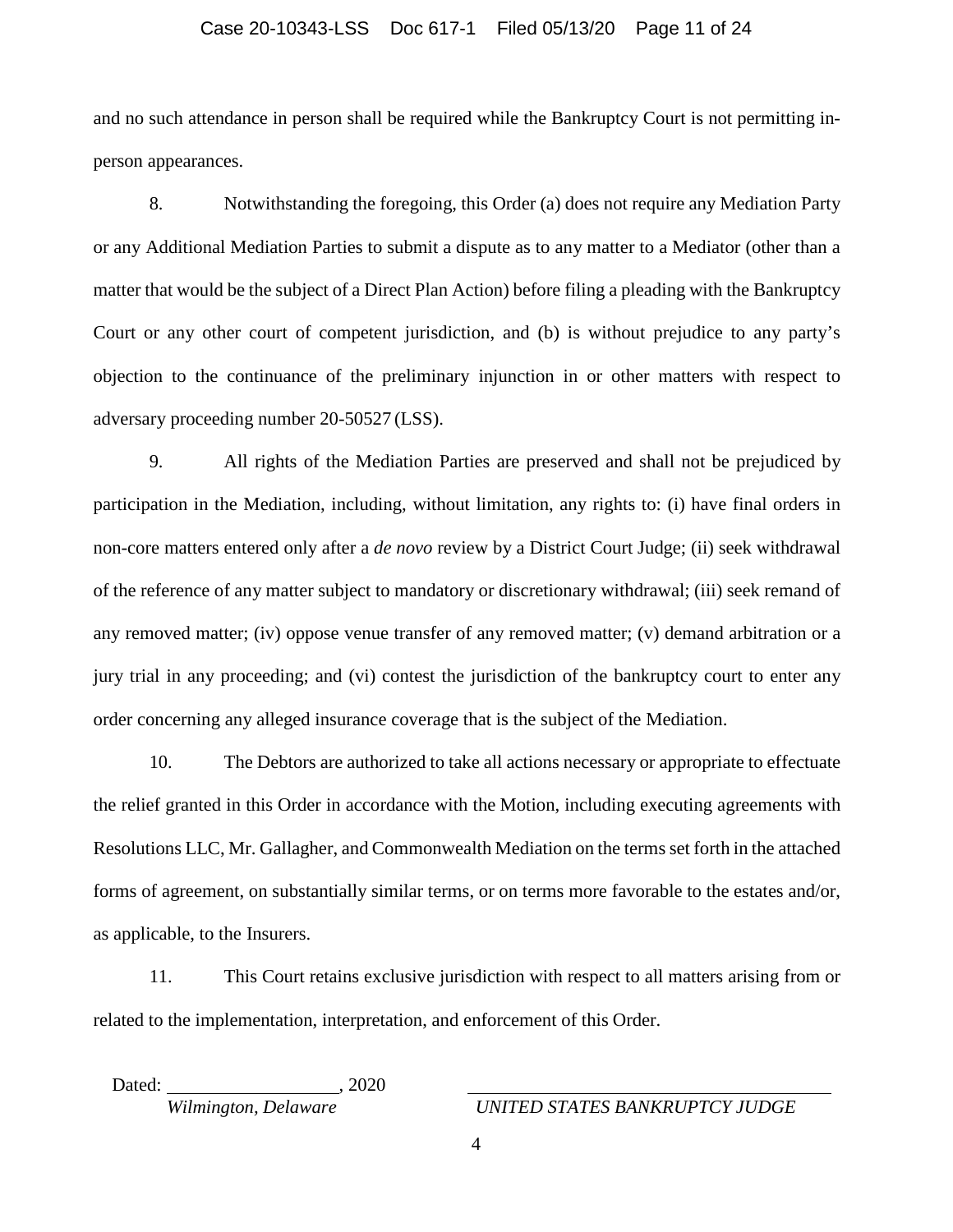and no such attendance in person shall be required while the Bankruptcy Court is not permitting in-person appearances.

8. Notwithstanding the foregoing, this Order (a) does not require any Mediation Party or any Additional Mediation Parties to submit a dispute as to any matter to a Mediator (other than a matter that would be the subject of a Direct Plan Action) before filing a pleading with the Bankruptcy Court or any other court of competent jurisdiction, and (b) is without prejudice to any party's objection to the continuance of the preliminary injunction in or other matters with respect to adversary proceeding number 20-50527 (LSS).

9. All rights of the Mediation Parties are preserved and shall not be prejudiced by participation in the Mediation, including, without limitation, any rights to: (i) have final orders in non-core matters entered only after a *de novo* review by a District Court Judge; (ii) seek withdrawal of the reference of any matter subject to mandatory or discretionary withdrawal; (iii) seek remand of any removed matter; (iv) oppose venue transfer of any removed matter; (v) demand arbitration or a jury trial in any proceeding; and (vi) contest the jurisdiction of the bankruptcy court to enter any order concerning any alleged insurance coverage that is the subject of the Mediation.

10. The Debtors are authorized to take all actions necessary or appropriate to effectuate the relief granted in this Order in accordance with the Motion, including executing agreements with Resolutions LLC, Mr. Gallagher, and Commonwealth Mediation on the terms set forth in the attached forms of agreement, on substantially similar terms, or on terms more favorable to the estates and/or, as applicable, to the Insurers.

11. This Court retains exclusive jurisdiction with respect to all matters arising from or related to the implementation, interpretation, and enforcement of this Order.

Dated: ___________________, 2020
*Wilmington, Delaware*

_________________________________________
*UNITED STATES BANKRUPTCY JUDGE*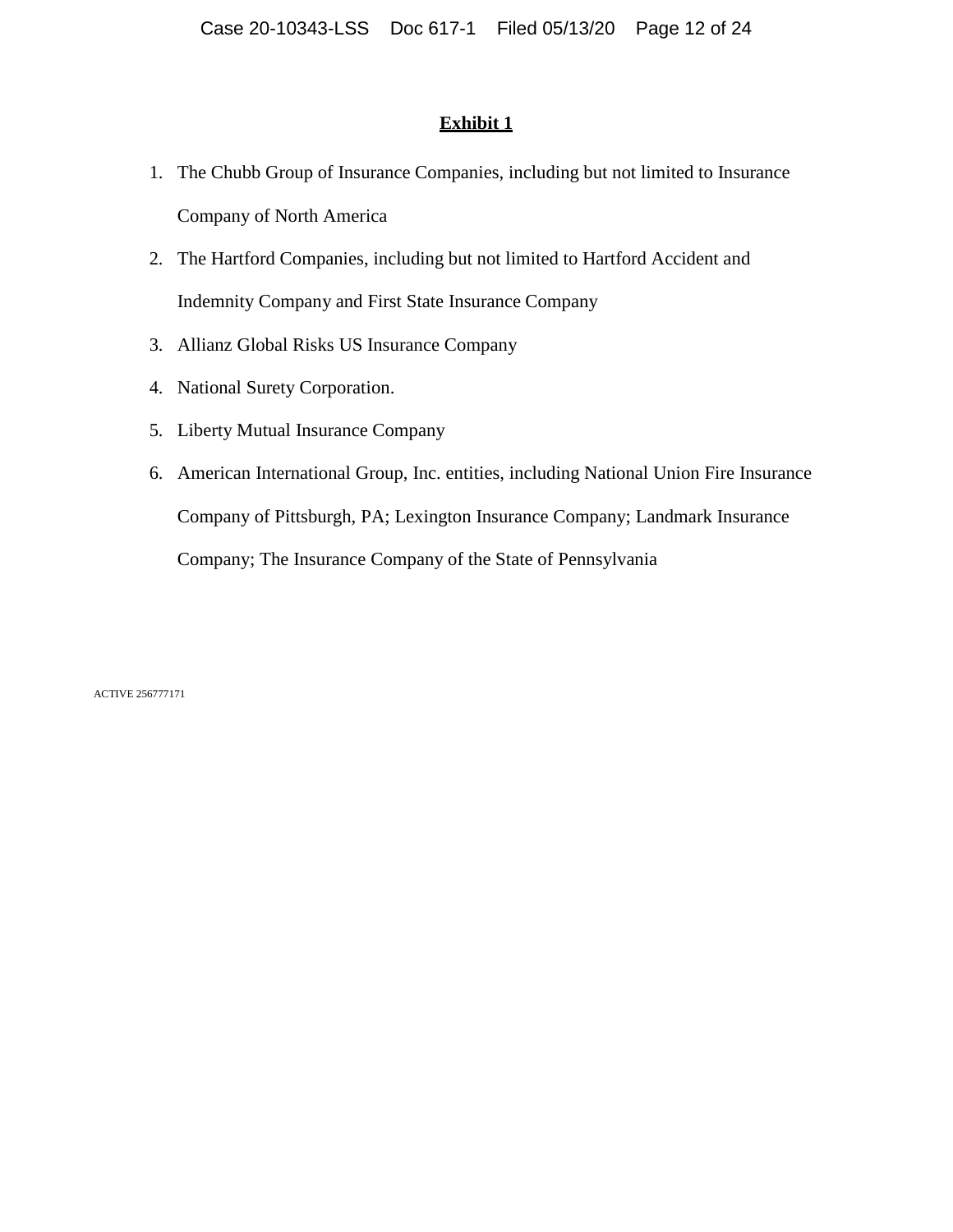**Exhibit 1**

1. The Chubb Group of Insurance Companies, including but not limited to Insurance Company of North America
2. The Hartford Companies, including but not limited to Hartford Accident and Indemnity Company and First State Insurance Company
3. Allianz Global Risks US Insurance Company
4. National Surety Corporation.
5. Liberty Mutual Insurance Company
6. American International Group, Inc. entities, including National Union Fire Insurance Company of Pittsburgh, PA; Lexington Insurance Company; Landmark Insurance Company; The Insurance Company of the State of Pennsylvania

ACTIVE 256777171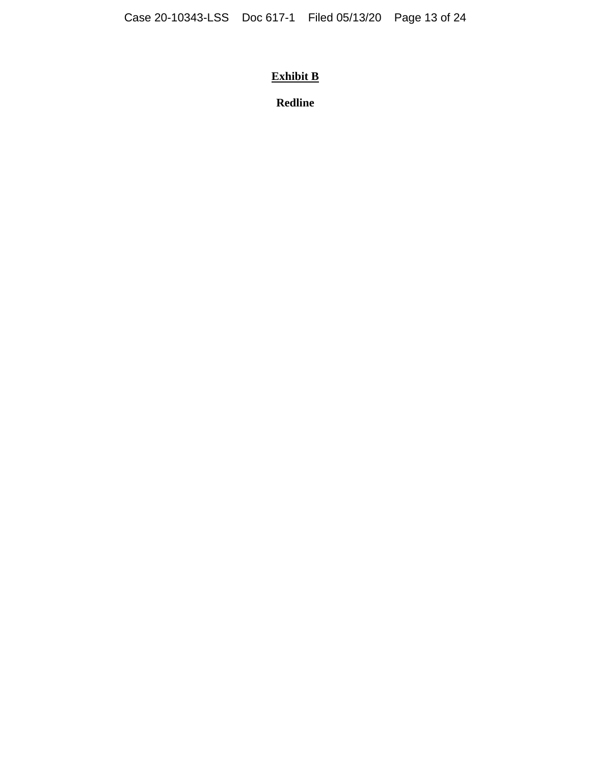**<u>Exhibit B</u>**

**Redline**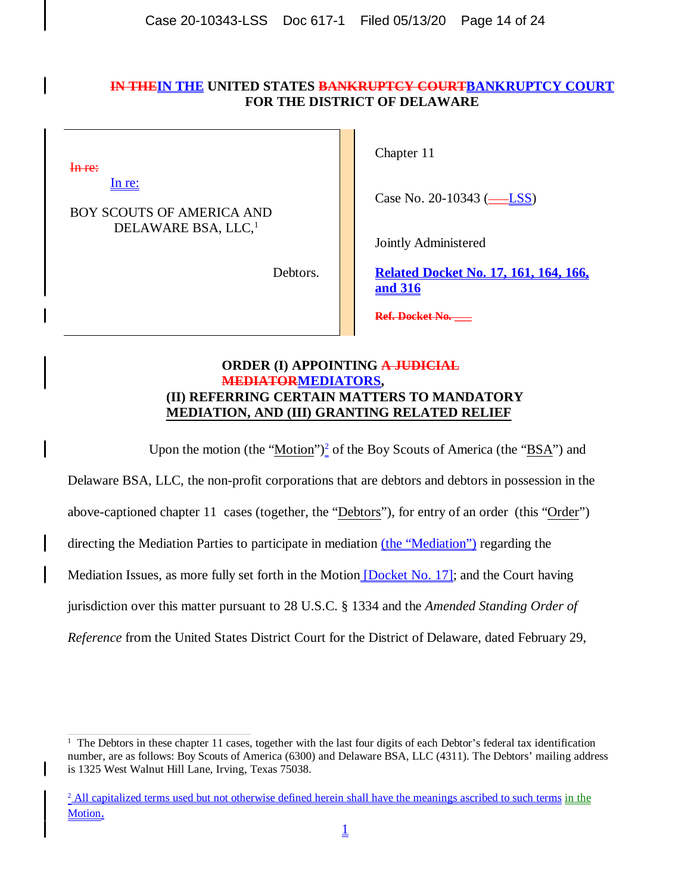**IN THEIN THE UNITED STATES BANKRUPTCY COURTBANKRUPTCY COURT**
**FOR THE DISTRICT OF DELAWARE**

| | |
|---|---|
| In re:<br>In re:<br><br>BOY SCOUTS OF AMERICA AND DELAWARE BSA, LLC,[1]<br><br>Debtors. | Chapter 11<br><br>Case No. 20-10343 (LSS)<br><br>Jointly Administered<br><br>**Related Docket No. 17, 161, 164, 166, and 316**<br><br>**Ref. Docket No. ___** |

**ORDER (I) APPOINTING A JUDICIAL MEDIATORMEDIATORS, (II) REFERRING CERTAIN MATTERS TO MANDATORY MEDIATION, AND (III) GRANTING RELATED RELIEF**

Upon the motion (the "Motion")[2] of the Boy Scouts of America (the "BSA") and Delaware BSA, LLC, the non-profit corporations that are debtors and debtors in possession in the above-captioned chapter 11 cases (together, the "Debtors"), for entry of an order (this "Order") directing the Mediation Parties to participate in mediation (the "Mediation") regarding the Mediation Issues, as more fully set forth in the Motion [Docket No. 17]; and the Court having jurisdiction over this matter pursuant to 28 U.S.C. § 1334 and the *Amended Standing Order of Reference* from the United States District Court for the District of Delaware, dated February 29,

---

[1] The Debtors in these chapter 11 cases, together with the last four digits of each Debtor's federal tax identification number, are as follows: Boy Scouts of America (6300) and Delaware BSA, LLC (4311). The Debtors' mailing address is 1325 West Walnut Hill Lane, Irving, Texas 75038.

[2] All capitalized terms used but not otherwise defined herein shall have the meanings ascribed to such terms in the Motion.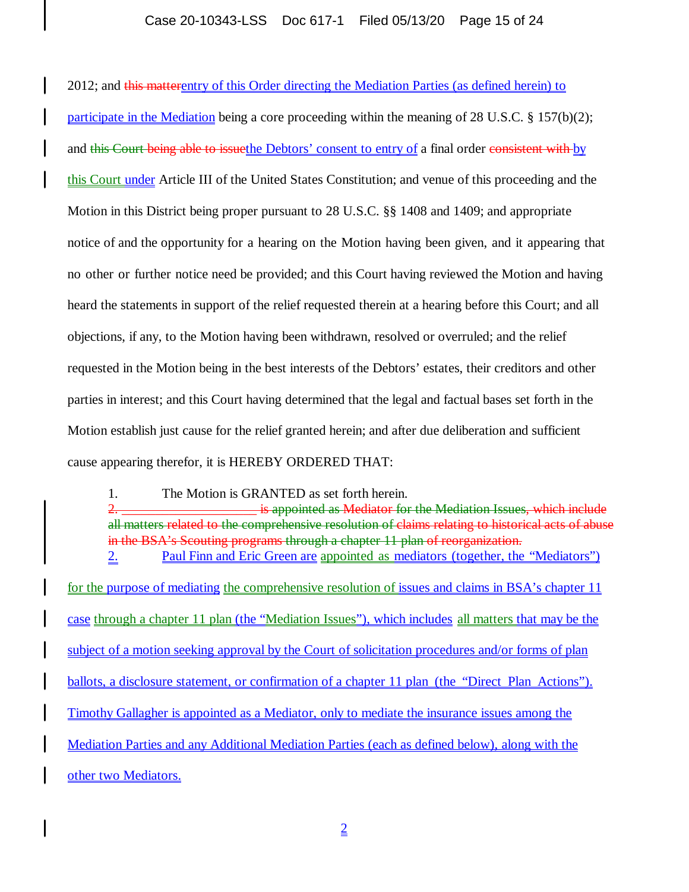2012; and ~~this matter~~entry of this Order directing the Mediation Parties (as defined herein) to participate in the Mediation being a core proceeding within the meaning of 28 U.S.C. § 157(b)(2); and ~~this Court being able to issue~~the Debtors' consent to entry of a final order ~~consistent with~~ by this Court under Article III of the United States Constitution; and venue of this proceeding and the Motion in this District being proper pursuant to 28 U.S.C. §§ 1408 and 1409; and appropriate notice of and the opportunity for a hearing on the Motion having been given, and it appearing that no other or further notice need be provided; and this Court having reviewed the Motion and having heard the statements in support of the relief requested therein at a hearing before this Court; and all objections, if any, to the Motion having been withdrawn, resolved or overruled; and the relief requested in the Motion being in the best interests of the Debtors' estates, their creditors and other parties in interest; and this Court having determined that the legal and factual bases set forth in the Motion establish just cause for the relief granted herein; and after due deliberation and sufficient cause appearing therefor, it is HEREBY ORDERED THAT:

1. The Motion is GRANTED as set forth herein.

~~2. ____________________ is appointed as Mediator for the Mediation Issues, which include all matters related to the comprehensive resolution of claims relating to historical acts of abuse in the BSA's Scouting programs through a chapter 11 plan of reorganization.~~

2. Paul Finn and Eric Green are appointed as mediators (together, the "Mediators") for the purpose of mediating the comprehensive resolution of issues and claims in BSA's chapter 11 case through a chapter 11 plan (the "Mediation Issues"), which includes all matters that may be the subject of a motion seeking approval by the Court of solicitation procedures and/or forms of plan ballots, a disclosure statement, or confirmation of a chapter 11 plan (the "Direct Plan Actions"). Timothy Gallagher is appointed as a Mediator, only to mediate the insurance issues among the Mediation Parties and any Additional Mediation Parties (each as defined below), along with the other two Mediators.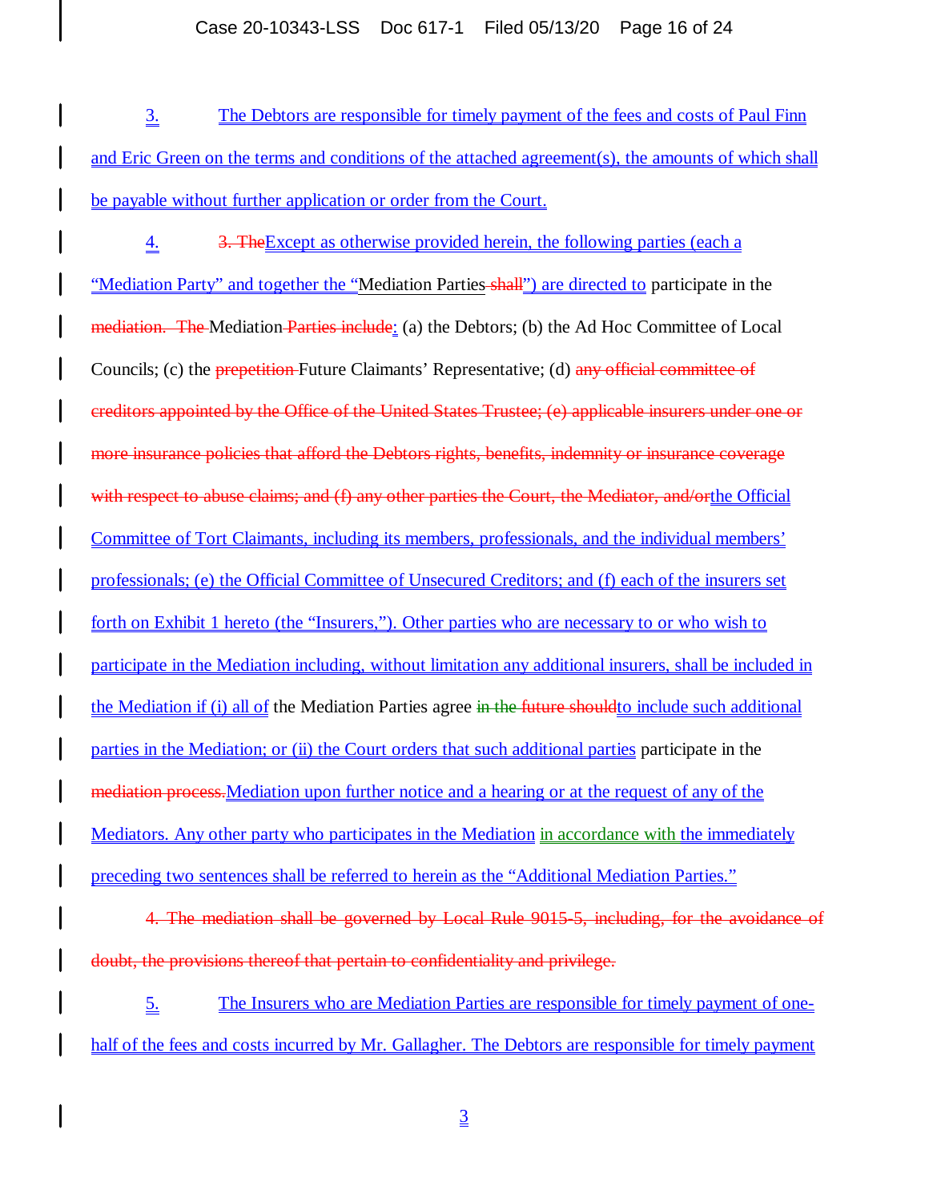3. The Debtors are responsible for timely payment of the fees and costs of Paul Finn and Eric Green on the terms and conditions of the attached agreement(s), the amounts of which shall be payable without further application or order from the Court.

4. ~~3. The~~Except as otherwise provided herein, the following parties (each a "Mediation Party" and together the "Mediation Parties ~~shall~~") are directed to participate in the ~~mediation. The~~ Mediation ~~Parties include~~: (a) the Debtors; (b) the Ad Hoc Committee of Local Councils; (c) the ~~prepetition~~ Future Claimants' Representative; (d) ~~any official committee of creditors appointed by the Office of the United States Trustee; (e) applicable insurers under one or more insurance policies that afford the Debtors rights, benefits, indemnity or insurance coverage with respect to abuse claims; and (f) any other parties the Court, the Mediator, and/or~~the Official Committee of Tort Claimants, including its members, professionals, and the individual members' professionals; (e) the Official Committee of Unsecured Creditors; and (f) each of the insurers set forth on Exhibit 1 hereto (the "Insurers,"). Other parties who are necessary to or who wish to participate in the Mediation including, without limitation any additional insurers, shall be included in the Mediation if (i) all of the Mediation Parties agree ~~in the future should~~to include such additional parties in the Mediation; or (ii) the Court orders that such additional parties participate in the ~~mediation process.~~Mediation upon further notice and a hearing or at the request of any of the Mediators. Any other party who participates in the Mediation in accordance with the immediately preceding two sentences shall be referred to herein as the "Additional Mediation Parties."

~~4. The mediation shall be governed by Local Rule 9015-5, including, for the avoidance of doubt, the provisions thereof that pertain to confidentiality and privilege.~~

5. The Insurers who are Mediation Parties are responsible for timely payment of one-half of the fees and costs incurred by Mr. Gallagher. The Debtors are responsible for timely payment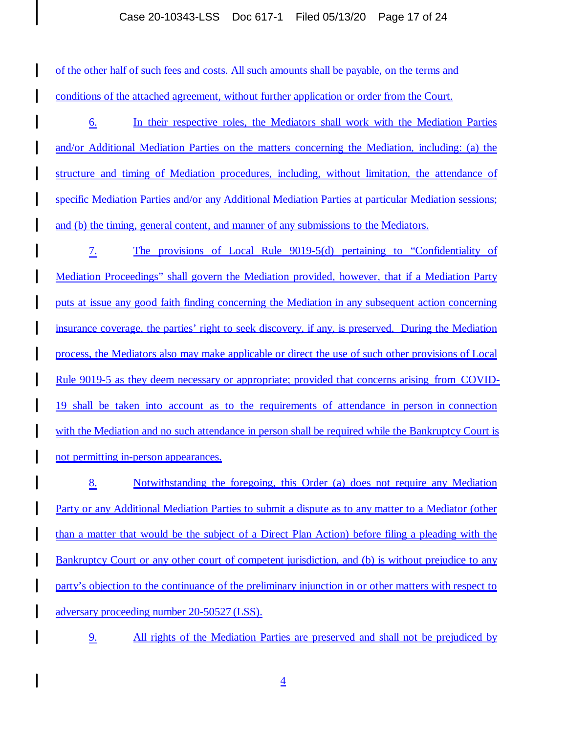of the other half of such fees and costs. All such amounts shall be payable, on the terms and conditions of the attached agreement, without further application or order from the Court.

6. In their respective roles, the Mediators shall work with the Mediation Parties and/or Additional Mediation Parties on the matters concerning the Mediation, including: (a) the structure and timing of Mediation procedures, including, without limitation, the attendance of specific Mediation Parties and/or any Additional Mediation Parties at particular Mediation sessions; and (b) the timing, general content, and manner of any submissions to the Mediators.

7. The provisions of Local Rule 9019-5(d) pertaining to "Confidentiality of Mediation Proceedings" shall govern the Mediation provided, however, that if a Mediation Party puts at issue any good faith finding concerning the Mediation in any subsequent action concerning insurance coverage, the parties' right to seek discovery, if any, is preserved. During the Mediation process, the Mediators also may make applicable or direct the use of such other provisions of Local Rule 9019-5 as they deem necessary or appropriate; provided that concerns arising from COVID-19 shall be taken into account as to the requirements of attendance in person in connection with the Mediation and no such attendance in person shall be required while the Bankruptcy Court is not permitting in-person appearances.

8. Notwithstanding the foregoing, this Order (a) does not require any Mediation Party or any Additional Mediation Parties to submit a dispute as to any matter to a Mediator (other than a matter that would be the subject of a Direct Plan Action) before filing a pleading with the Bankruptcy Court or any other court of competent jurisdiction, and (b) is without prejudice to any party's objection to the continuance of the preliminary injunction in or other matters with respect to adversary proceeding number 20-50527 (LSS).

9. All rights of the Mediation Parties are preserved and shall not be prejudiced by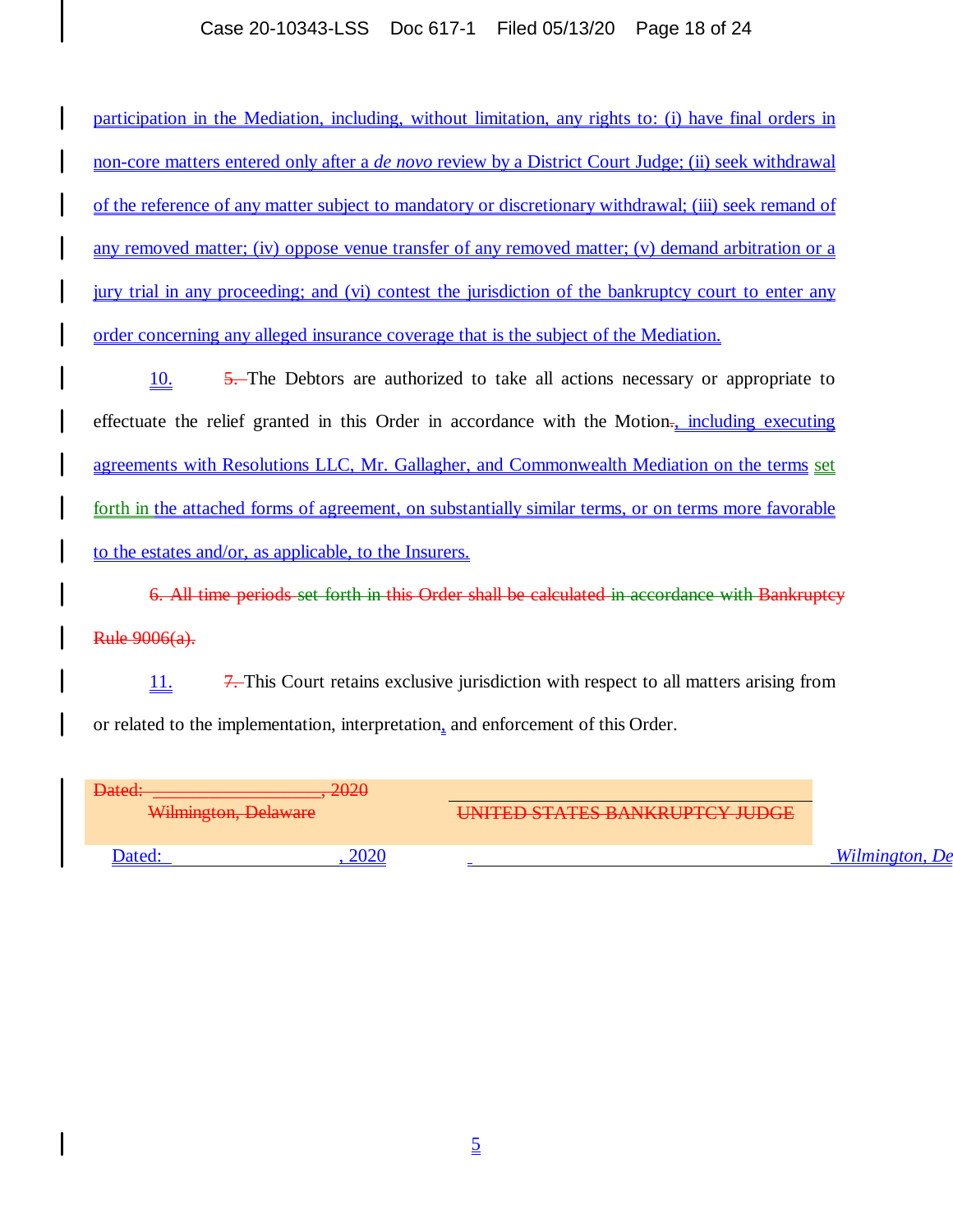participation in the Mediation, including, without limitation, any rights to: (i) have final orders in non-core matters entered only after a *de novo* review by a District Court Judge; (ii) seek withdrawal of the reference of any matter subject to mandatory or discretionary withdrawal; (iii) seek remand of any removed matter; (iv) oppose venue transfer of any removed matter; (v) demand arbitration or a jury trial in any proceeding; and (vi) contest the jurisdiction of the bankruptcy court to enter any order concerning any alleged insurance coverage that is the subject of the Mediation.

10. ~~5.~~ The Debtors are authorized to take all actions necessary or appropriate to effectuate the relief granted in this Order in accordance with the Motion~~.~~, including executing agreements with Resolutions LLC, Mr. Gallagher, and Commonwealth Mediation on the terms set forth in the attached forms of agreement, on substantially similar terms, or on terms more favorable to the estates and/or, as applicable, to the Insurers.

~~6. All time periods set forth in this Order shall be calculated in accordance with Bankruptcy Rule 9006(a).~~

11. ~~7.~~ This Court retains exclusive jurisdiction with respect to all matters arising from or related to the implementation, interpretation, and enforcement of this Order.

~~Dated: \_\_\_\_\_\_\_\_\_\_\_\_\_\_\_\_\_\_\_, 2020~~
~~Wilmington, Delaware~~ ~~UNITED STATES BANKRUPTCY JUDGE~~

Dated: \_\_\_\_\_\_\_\_\_\_\_\_\_\_\_\_\_\_\_, 2020 \_\_\_\_\_\_\_\_\_\_\_\_\_\_\_\_\_\_\_\_\_\_\_\_\_\_\_\_\_\_\_\_\_\_ *Wilmington, De*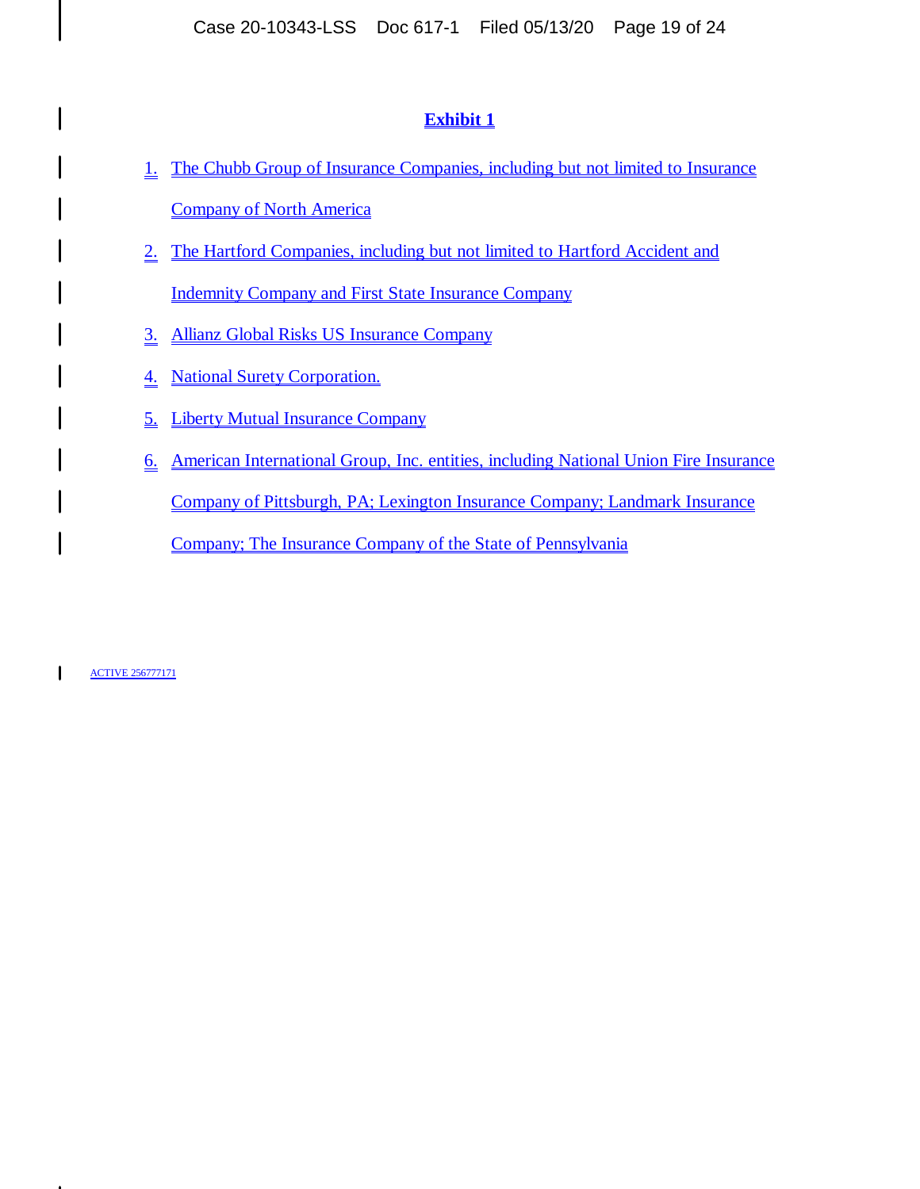# Exhibit 1

1. The Chubb Group of Insurance Companies, including but not limited to Insurance Company of North America
2. The Hartford Companies, including but not limited to Hartford Accident and Indemnity Company and First State Insurance Company
3. Allianz Global Risks US Insurance Company
4. National Surety Corporation.
5. Liberty Mutual Insurance Company
6. American International Group, Inc. entities, including National Union Fire Insurance Company of Pittsburgh, PA; Lexington Insurance Company; Landmark Insurance Company; The Insurance Company of the State of Pennsylvania

ACTIVE 256777171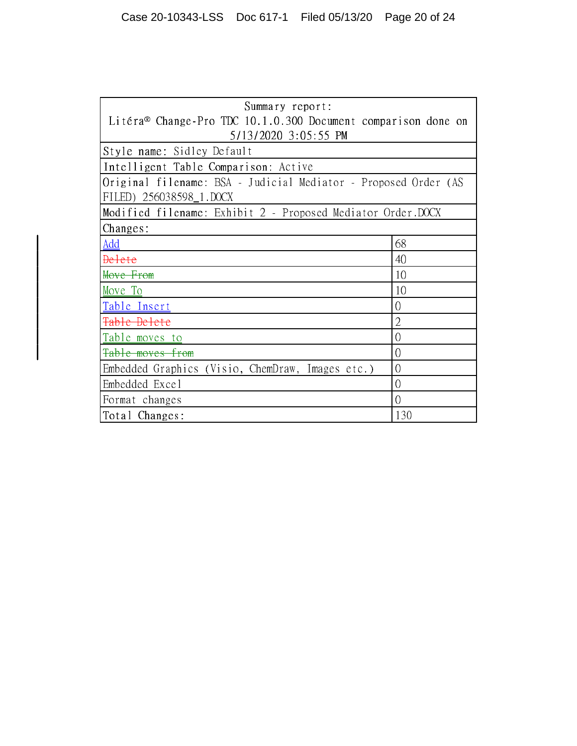| Summary report: Litéra® Change-Pro TDC 10.1.0.300 Document comparison done on 5/13/2020 3:05:55 PM | |
|---|---|
| Style name: Sidley Default | |
| Intelligent Table Comparison: Active | |
| Original filename: BSA - Judicial Mediator - Proposed Order (AS FILED) 256038598_1.DOCX | |
| Modified filename: Exhibit 2 - Proposed Mediator Order.DOCX | |
| Changes: | |
| Add | 68 |
| Delete | 40 |
| Move From | 10 |
| Move To | 10 |
| Table Insert | 0 |
| Table Delete | 2 |
| Table moves to | 0 |
| Table moves from | 0 |
| Embedded Graphics (Visio, ChemDraw, Images etc.) | 0 |
| Embedded Excel | 0 |
| Format changes | 0 |
| Total Changes: | 130 |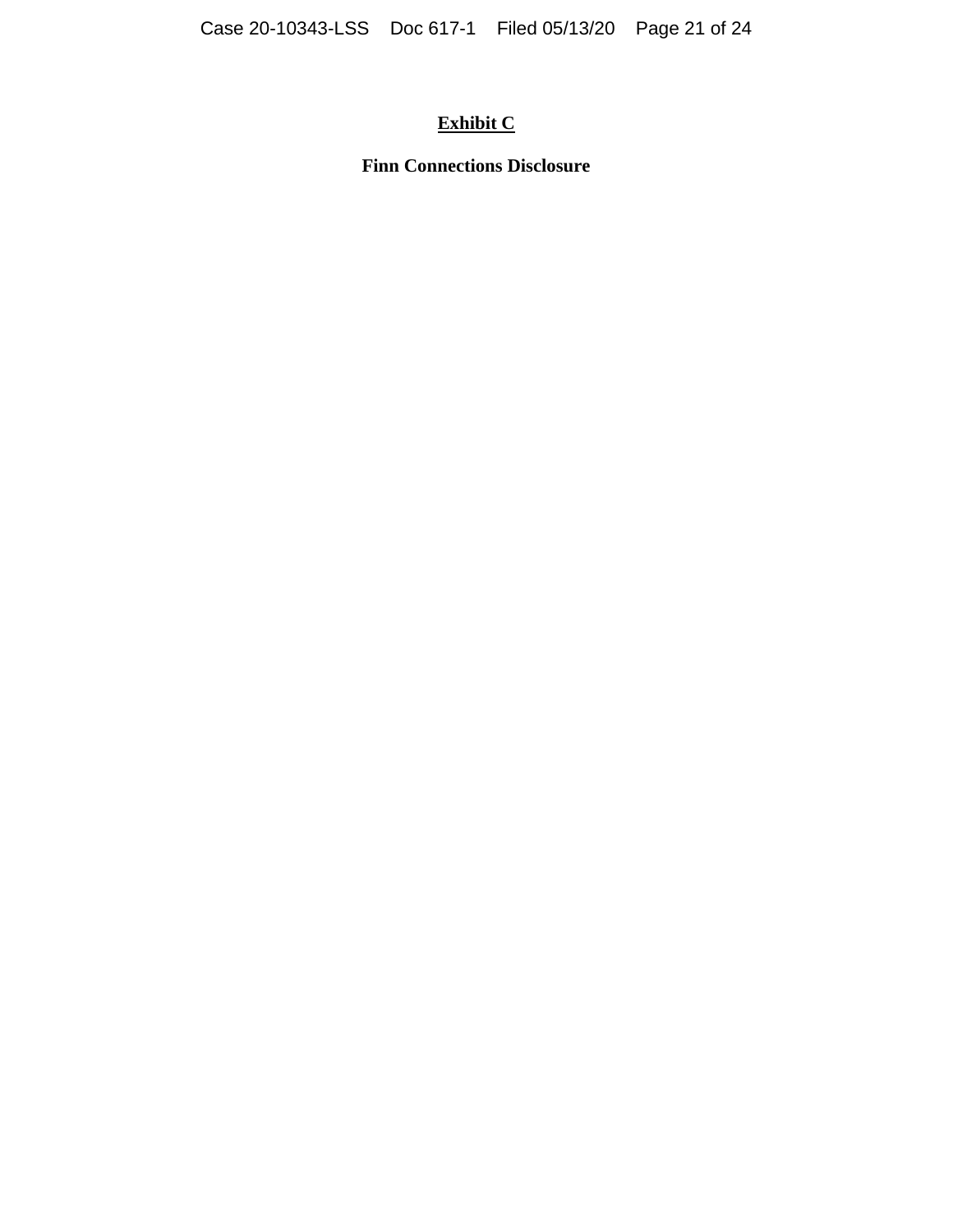**Exhibit C**

**Finn Connections Disclosure**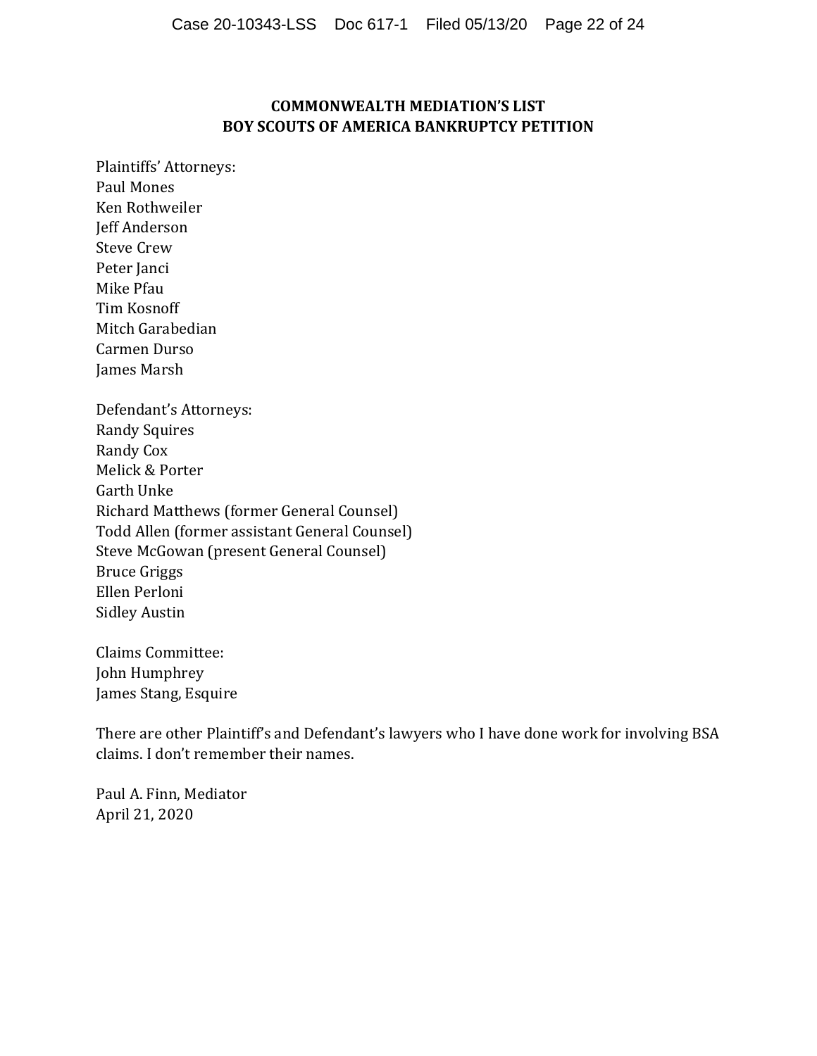**COMMONWEALTH MEDIATION'S LIST**
**BOY SCOUTS OF AMERICA BANKRUPTCY PETITION**

Plaintiffs' Attorneys:
Paul Mones
Ken Rothweiler
Jeff Anderson
Steve Crew
Peter Janci
Mike Pfau
Tim Kosnoff
Mitch Garabedian
Carmen Durso
James Marsh

Defendant's Attorneys:
Randy Squires
Randy Cox
Melick & Porter
Garth Unke
Richard Matthews (former General Counsel)
Todd Allen (former assistant General Counsel)
Steve McGowan (present General Counsel)
Bruce Griggs
Ellen Perloni
Sidley Austin

Claims Committee:
John Humphrey
James Stang, Esquire

There are other Plaintiff's and Defendant's lawyers who I have done work for involving BSA claims. I don't remember their names.

Paul A. Finn, Mediator
April 21, 2020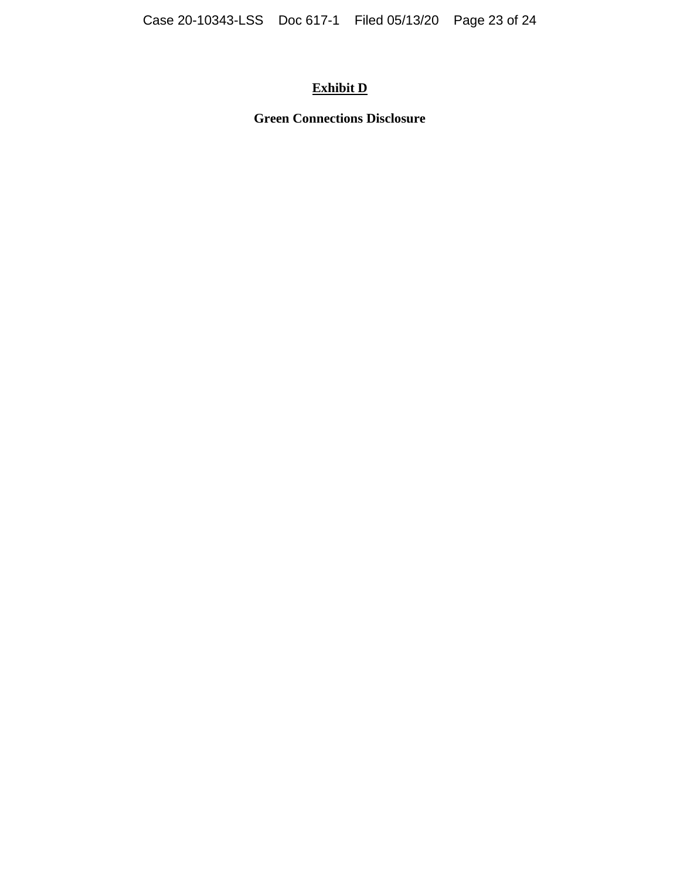**Exhibit D**

**Green Connections Disclosure**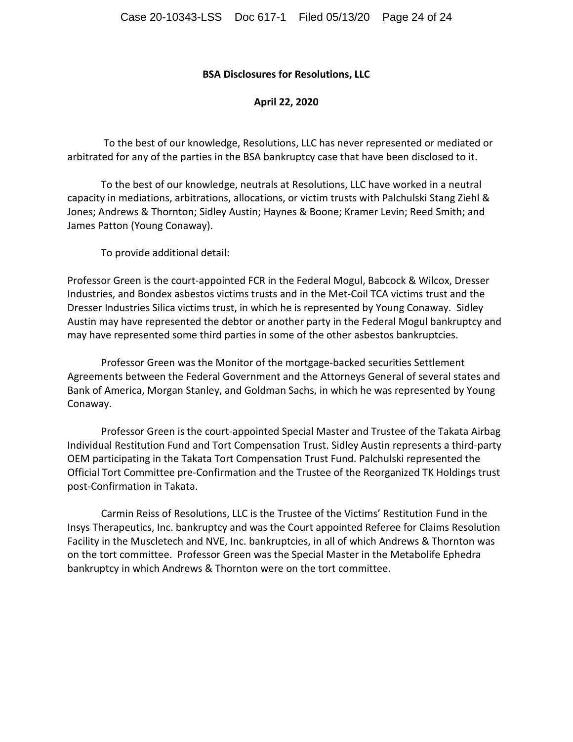**BSA Disclosures for Resolutions, LLC**

**April 22, 2020**

To the best of our knowledge, Resolutions, LLC has never represented or mediated or arbitrated for any of the parties in the BSA bankruptcy case that have been disclosed to it.

To the best of our knowledge, neutrals at Resolutions, LLC have worked in a neutral capacity in mediations, arbitrations, allocations, or victim trusts with Palchulski Stang Ziehl & Jones; Andrews & Thornton; Sidley Austin; Haynes & Boone; Kramer Levin; Reed Smith; and James Patton (Young Conaway).

To provide additional detail:

Professor Green is the court-appointed FCR in the Federal Mogul, Babcock & Wilcox, Dresser Industries, and Bondex asbestos victims trusts and in the Met-Coil TCA victims trust and the Dresser Industries Silica victims trust, in which he is represented by Young Conaway. Sidley Austin may have represented the debtor or another party in the Federal Mogul bankruptcy and may have represented some third parties in some of the other asbestos bankruptcies.

Professor Green was the Monitor of the mortgage-backed securities Settlement Agreements between the Federal Government and the Attorneys General of several states and Bank of America, Morgan Stanley, and Goldman Sachs, in which he was represented by Young Conaway.

Professor Green is the court-appointed Special Master and Trustee of the Takata Airbag Individual Restitution Fund and Tort Compensation Trust. Sidley Austin represents a third-party OEM participating in the Takata Tort Compensation Trust Fund. Palchulski represented the Official Tort Committee pre-Confirmation and the Trustee of the Reorganized TK Holdings trust post-Confirmation in Takata.

Carmin Reiss of Resolutions, LLC is the Trustee of the Victims' Restitution Fund in the Insys Therapeutics, Inc. bankruptcy and was the Court appointed Referee for Claims Resolution Facility in the Muscletech and NVE, Inc. bankruptcies, in all of which Andrews & Thornton was on the tort committee. Professor Green was the Special Master in the Metabolife Ephedra bankruptcy in which Andrews & Thornton were on the tort committee.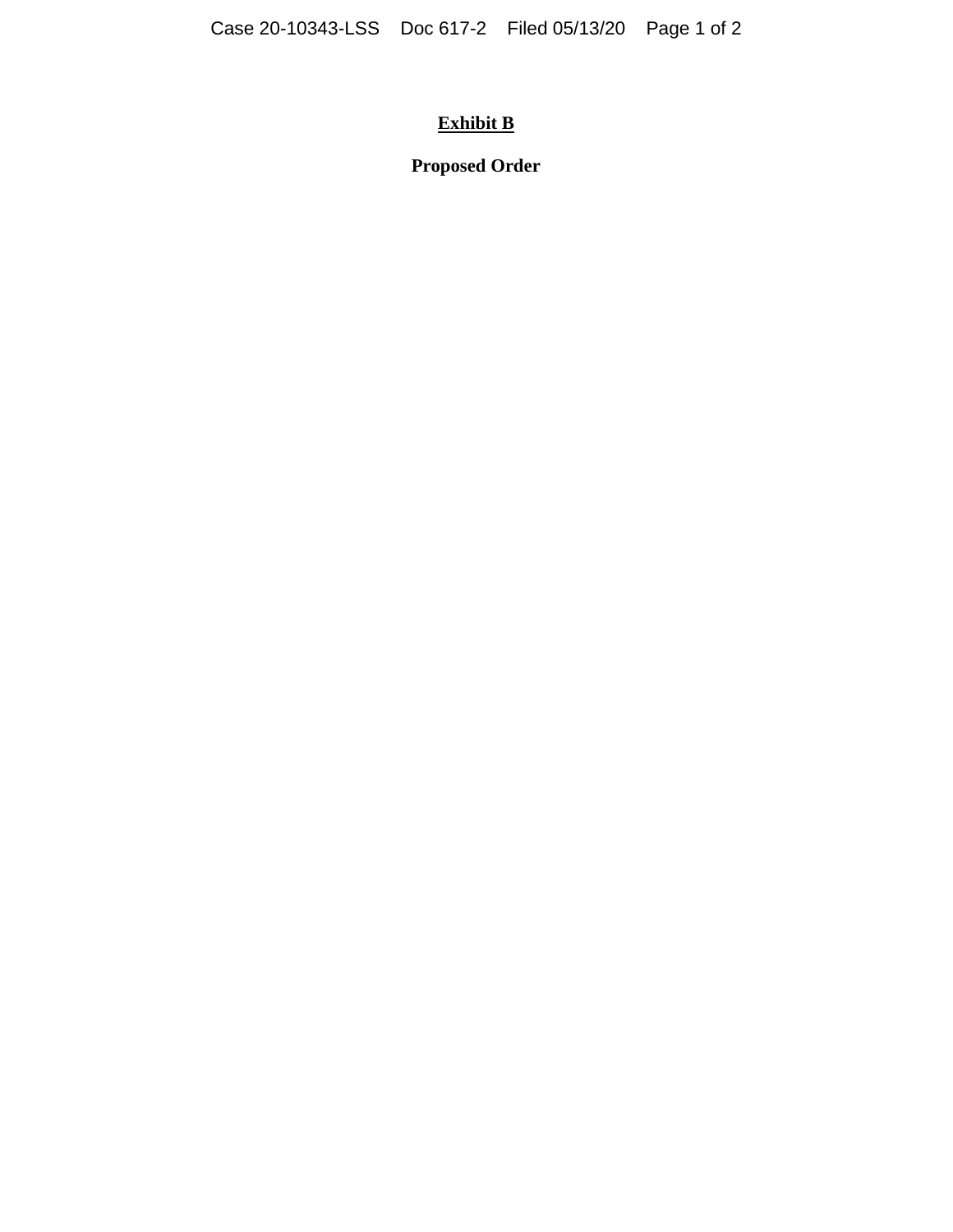**Exhibit B**

**Proposed Order**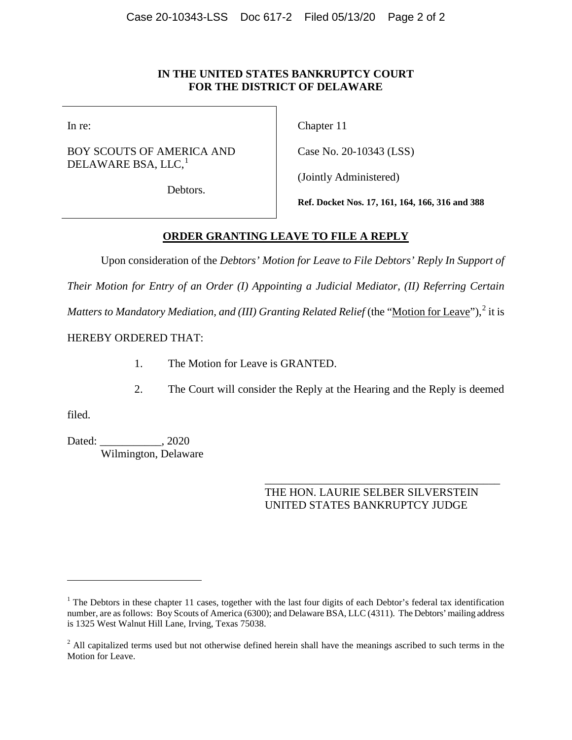**IN THE UNITED STATES BANKRUPTCY COURT**
**FOR THE DISTRICT OF DELAWARE**

| | |
|---|---|
| In re: | Chapter 11 |
| BOY SCOUTS OF AMERICA AND DELAWARE BSA, LLC,[1] | Case No. 20-10343 (LSS) |
| Debtors. | (Jointly Administered) |
| | **Ref. Docket Nos. 17, 161, 164, 166, 316 and 388** |

## ORDER GRANTING LEAVE TO FILE A REPLY

Upon consideration of the *Debtors' Motion for Leave to File Debtors' Reply In Support of Their Motion for Entry of an Order (I) Appointing a Judicial Mediator, (II) Referring Certain Matters to Mandatory Mediation, and (III) Granting Related Relief* (the "Motion for Leave"),[2] it is HEREBY ORDERED THAT:

1. The Motion for Leave is GRANTED.

2. The Court will consider the Reply at the Hearing and the Reply is deemed filed.

Dated: ___________, 2020
Wilmington, Delaware

_________________________________________
THE HON. LAURIE SELBER SILVERSTEIN
UNITED STATES BANKRUPTCY JUDGE

---

[1] The Debtors in these chapter 11 cases, together with the last four digits of each Debtor's federal tax identification number, are as follows: Boy Scouts of America (6300); and Delaware BSA, LLC (4311). The Debtors' mailing address is 1325 West Walnut Hill Lane, Irving, Texas 75038.

[2] All capitalized terms used but not otherwise defined herein shall have the meanings ascribed to such terms in the Motion for Leave.